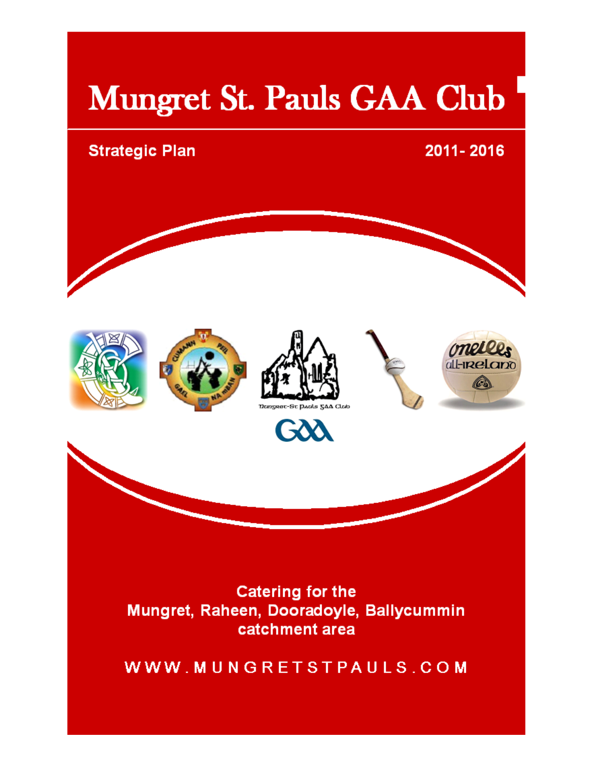# Mungret St. Pauls GAA Club

**Strategic Plan** 2011- 2016

Mungret-St Pauls GAA Club

Catering for the
Mungret, Raheen, Dooradoyle, Ballycummin
catchment area

WWW.MUNGRETSTPAULS.COM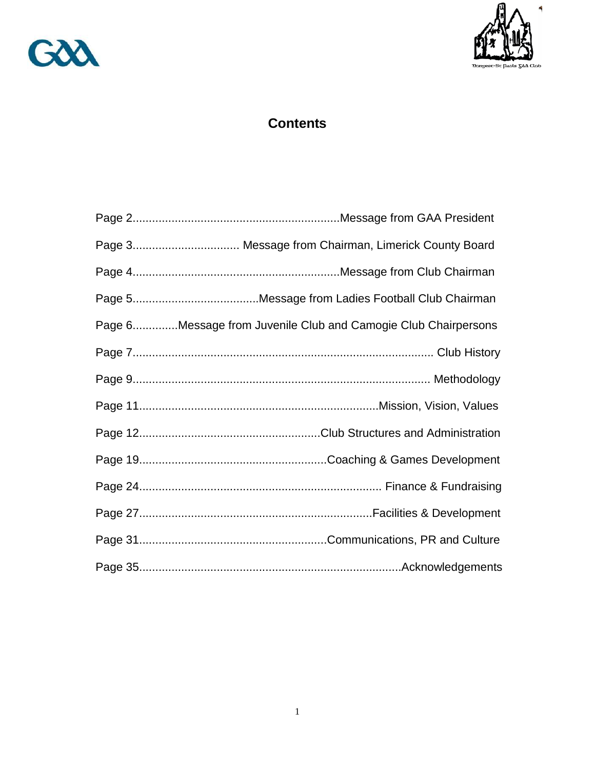# Contents

Page 2................................................................Message from GAA President

Page 3................................ Message from Chairman, Limerick County Board

Page 4................................................................Message from Club Chairman

Page 5.......................................Message from Ladies Football Club Chairman

Page 6.............Message from Juvenile Club and Camogie Club Chairpersons

Page 7............................................................................................ Club History

Page 9........................................................................................... Methodology

Page 11..........................................................................Mission, Vision, Values

Page 12.......................................................Club Structures and Administration

Page 19.........................................................Coaching & Games Development

Page 24.......................................................................... Finance & Fundraising

Page 27.......................................................................Facilities & Development

Page 31.........................................................Communications, PR and Culture

Page 35................................................................................Acknowledgements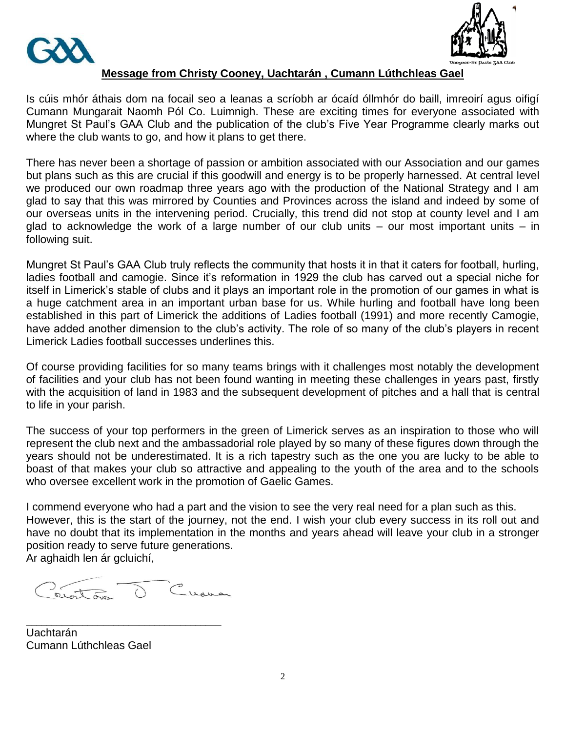**Message from Christy Cooney, Uachtarán , Cumann Lúthchleas Gael**

Is cúis mhór áthais dom na focail seo a leanas a scríobh ar ócaíd óllmhór do baill, imreoirí agus oifigí Cumann Mungarait Naomh Pól Co. Luimnigh. These are exciting times for everyone associated with Mungret St Paul's GAA Club and the publication of the club's Five Year Programme clearly marks out where the club wants to go, and how it plans to get there.

There has never been a shortage of passion or ambition associated with our Association and our games but plans such as this are crucial if this goodwill and energy is to be properly harnessed. At central level we produced our own roadmap three years ago with the production of the National Strategy and I am glad to say that this was mirrored by Counties and Provinces across the island and indeed by some of our overseas units in the intervening period. Crucially, this trend did not stop at county level and I am glad to acknowledge the work of a large number of our club units – our most important units – in following suit.

Mungret St Paul's GAA Club truly reflects the community that hosts it in that it caters for football, hurling, ladies football and camogie. Since it's reformation in 1929 the club has carved out a special niche for itself in Limerick's stable of clubs and it plays an important role in the promotion of our games in what is a huge catchment area in an important urban base for us. While hurling and football have long been established in this part of Limerick the additions of Ladies football (1991) and more recently Camogie, have added another dimension to the club's activity. The role of so many of the club's players in recent Limerick Ladies football successes underlines this.

Of course providing facilities for so many teams brings with it challenges most notably the development of facilities and your club has not been found wanting in meeting these challenges in years past, firstly with the acquisition of land in 1983 and the subsequent development of pitches and a hall that is central to life in your parish.

The success of your top performers in the green of Limerick serves as an inspiration to those who will represent the club next and the ambassadorial role played by so many of these figures down through the years should not be underestimated. It is a rich tapestry such as the one you are lucky to be able to boast of that makes your club so attractive and appealing to the youth of the area and to the schools who oversee excellent work in the promotion of Gaelic Games.

I commend everyone who had a part and the vision to see the very real need for a plan such as this. However, this is the start of the journey, not the end. I wish your club every success in its roll out and have no doubt that its implementation in the months and years ahead will leave your club in a stronger position ready to serve future generations.

Ar aghaidh len ár gcluichí,

Uachtarán
Cumann Lúthchleas Gael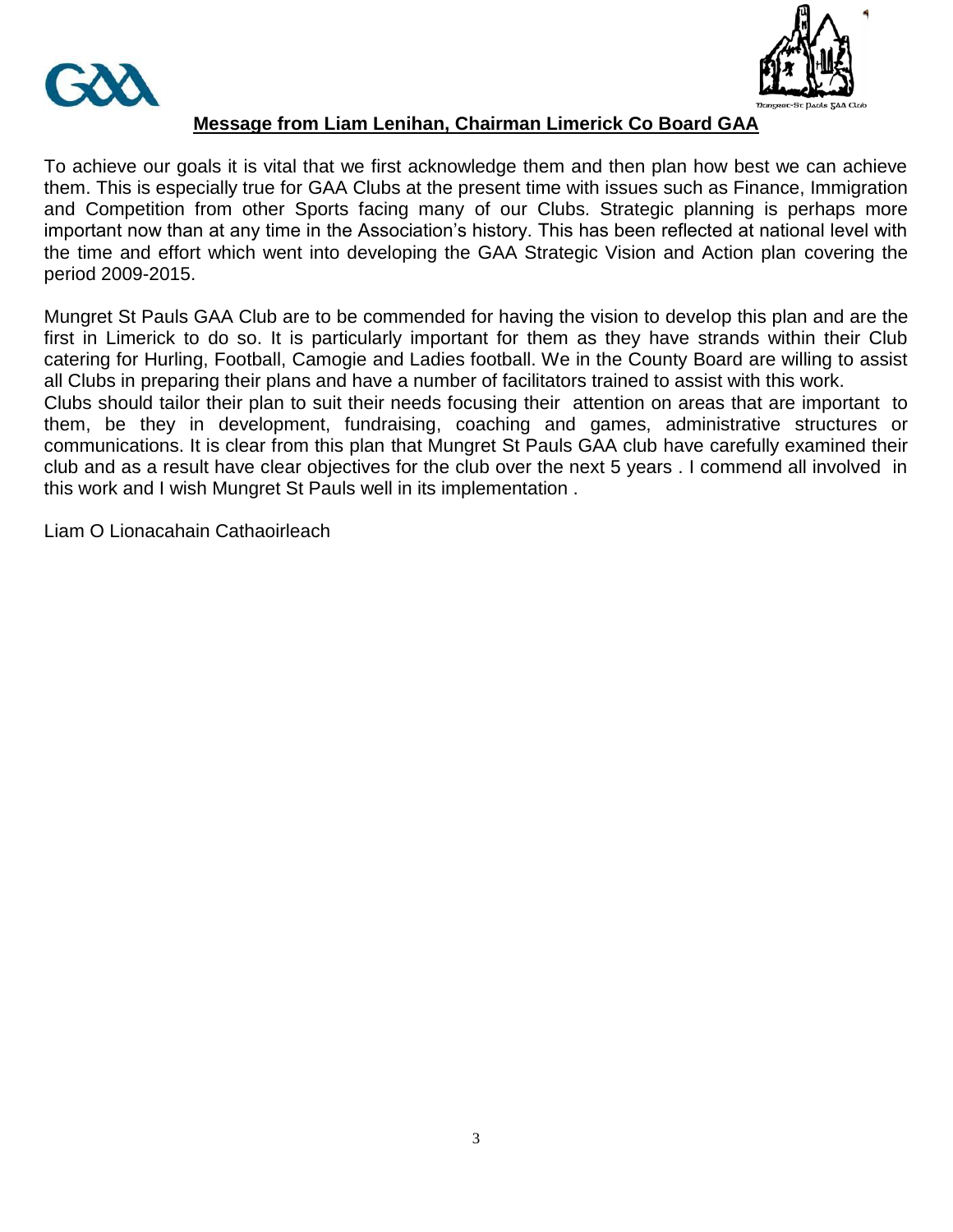## Message from Liam Lenihan, Chairman Limerick Co Board GAA

To achieve our goals it is vital that we first acknowledge them and then plan how best we can achieve them. This is especially true for GAA Clubs at the present time with issues such as Finance, Immigration and Competition from other Sports facing many of our Clubs. Strategic planning is perhaps more important now than at any time in the Association's history. This has been reflected at national level with the time and effort which went into developing the GAA Strategic Vision and Action plan covering the period 2009-2015.

Mungret St Pauls GAA Club are to be commended for having the vision to develop this plan and are the first in Limerick to do so. It is particularly important for them as they have strands within their Club catering for Hurling, Football, Camogie and Ladies football. We in the County Board are willing to assist all Clubs in preparing their plans and have a number of facilitators trained to assist with this work.
Clubs should tailor their plan to suit their needs focusing their attention on areas that are important to them, be they in development, fundraising, coaching and games, administrative structures or communications. It is clear from this plan that Mungret St Pauls GAA club have carefully examined their club and as a result have clear objectives for the club over the next 5 years . I commend all involved in this work and I wish Mungret St Pauls well in its implementation .

Liam O Lionacahain Cathaoirleach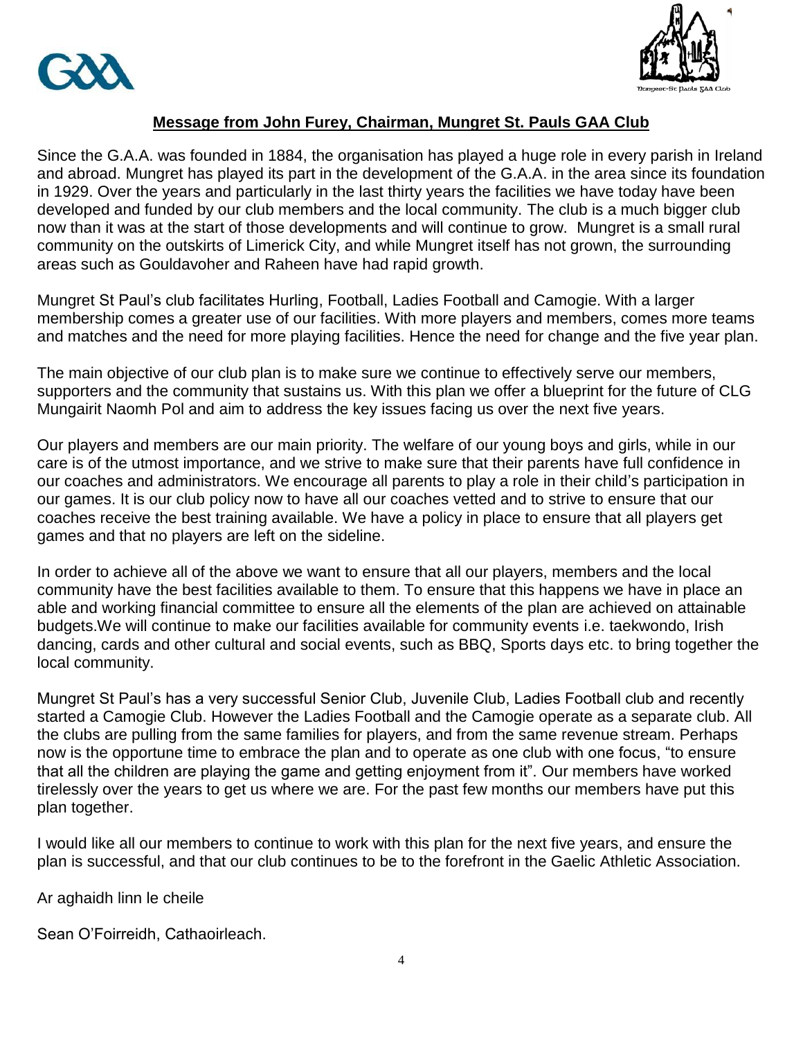**Message from John Furey, Chairman, Mungret St. Pauls GAA Club**

Since the G.A.A. was founded in 1884, the organisation has played a huge role in every parish in Ireland and abroad. Mungret has played its part in the development of the G.A.A. in the area since its foundation in 1929. Over the years and particularly in the last thirty years the facilities we have today have been developed and funded by our club members and the local community. The club is a much bigger club now than it was at the start of those developments and will continue to grow. Mungret is a small rural community on the outskirts of Limerick City, and while Mungret itself has not grown, the surrounding areas such as Gouldavoher and Raheen have had rapid growth.

Mungret St Paul's club facilitates Hurling, Football, Ladies Football and Camogie. With a larger membership comes a greater use of our facilities. With more players and members, comes more teams and matches and the need for more playing facilities. Hence the need for change and the five year plan.

The main objective of our club plan is to make sure we continue to effectively serve our members, supporters and the community that sustains us. With this plan we offer a blueprint for the future of CLG Mungairit Naomh Pol and aim to address the key issues facing us over the next five years.

Our players and members are our main priority. The welfare of our young boys and girls, while in our care is of the utmost importance, and we strive to make sure that their parents have full confidence in our coaches and administrators. We encourage all parents to play a role in their child's participation in our games. It is our club policy now to have all our coaches vetted and to strive to ensure that our coaches receive the best training available. We have a policy in place to ensure that all players get games and that no players are left on the sideline.

In order to achieve all of the above we want to ensure that all our players, members and the local community have the best facilities available to them. To ensure that this happens we have in place an able and working financial committee to ensure all the elements of the plan are achieved on attainable budgets.We will continue to make our facilities available for community events i.e. taekwondo, Irish dancing, cards and other cultural and social events, such as BBQ, Sports days etc. to bring together the local community.

Mungret St Paul's has a very successful Senior Club, Juvenile Club, Ladies Football club and recently started a Camogie Club. However the Ladies Football and the Camogie operate as a separate club. All the clubs are pulling from the same families for players, and from the same revenue stream. Perhaps now is the opportune time to embrace the plan and to operate as one club with one focus, "to ensure that all the children are playing the game and getting enjoyment from it". Our members have worked tirelessly over the years to get us where we are. For the past few months our members have put this plan together.

I would like all our members to continue to work with this plan for the next five years, and ensure the plan is successful, and that our club continues to be to the forefront in the Gaelic Athletic Association.

Ar aghaidh linn le cheile

Sean O'Foirreidh, Cathaoirleach.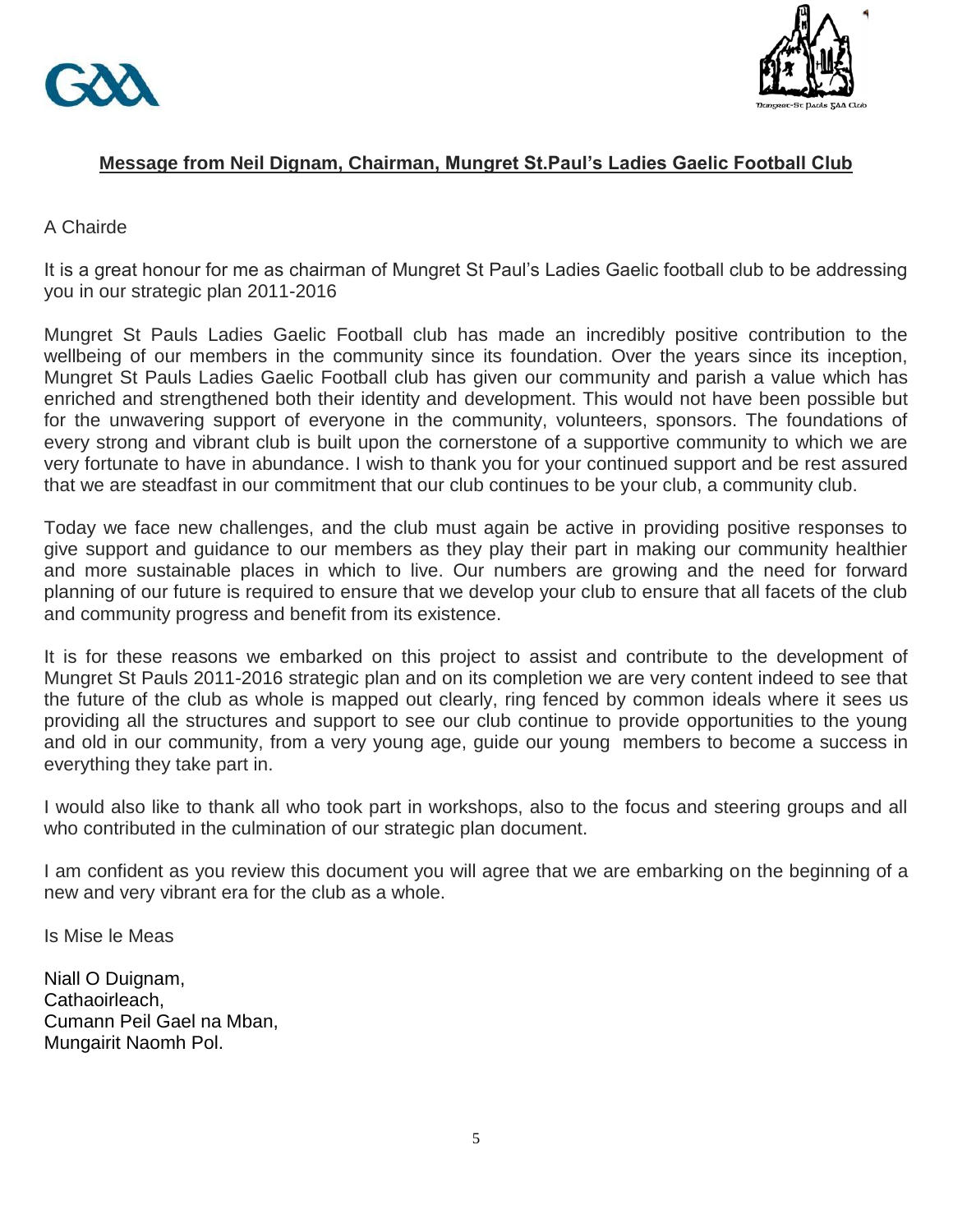**Message from Neil Dignam, Chairman, Mungret St.Paul's Ladies Gaelic Football Club**

A Chairde

It is a great honour for me as chairman of Mungret St Paul's Ladies Gaelic football club to be addressing you in our strategic plan 2011-2016

Mungret St Pauls Ladies Gaelic Football club has made an incredibly positive contribution to the wellbeing of our members in the community since its foundation. Over the years since its inception, Mungret St Pauls Ladies Gaelic Football club has given our community and parish a value which has enriched and strengthened both their identity and development. This would not have been possible but for the unwavering support of everyone in the community, volunteers, sponsors. The foundations of every strong and vibrant club is built upon the cornerstone of a supportive community to which we are very fortunate to have in abundance. I wish to thank you for your continued support and be rest assured that we are steadfast in our commitment that our club continues to be your club, a community club.

Today we face new challenges, and the club must again be active in providing positive responses to give support and guidance to our members as they play their part in making our community healthier and more sustainable places in which to live. Our numbers are growing and the need for forward planning of our future is required to ensure that we develop your club to ensure that all facets of the club and community progress and benefit from its existence.

It is for these reasons we embarked on this project to assist and contribute to the development of Mungret St Pauls 2011-2016 strategic plan and on its completion we are very content indeed to see that the future of the club as whole is mapped out clearly, ring fenced by common ideals where it sees us providing all the structures and support to see our club continue to provide opportunities to the young and old in our community, from a very young age, guide our young members to become a success in everything they take part in.

I would also like to thank all who took part in workshops, also to the focus and steering groups and all who contributed in the culmination of our strategic plan document.

I am confident as you review this document you will agree that we are embarking on the beginning of a new and very vibrant era for the club as a whole.

Is Mise le Meas

Niall O Duignam,
Cathaoirleach,
Cumann Peil Gael na Mban,
Mungairit Naomh Pol.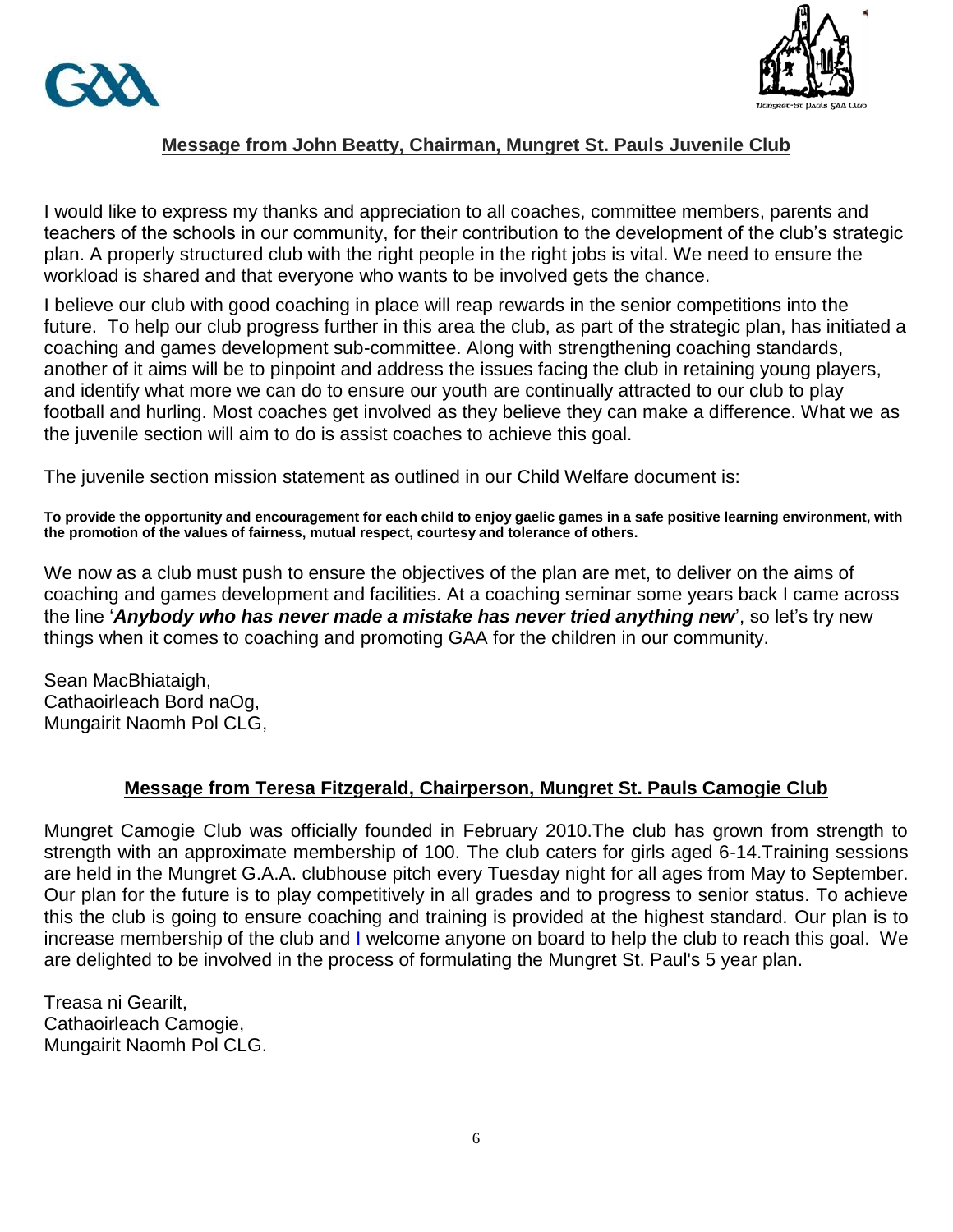## Message from John Beatty, Chairman, Mungret St. Pauls Juvenile Club

I would like to express my thanks and appreciation to all coaches, committee members, parents and teachers of the schools in our community, for their contribution to the development of the club's strategic plan. A properly structured club with the right people in the right jobs is vital. We need to ensure the workload is shared and that everyone who wants to be involved gets the chance.

I believe our club with good coaching in place will reap rewards in the senior competitions into the future. To help our club progress further in this area the club, as part of the strategic plan, has initiated a coaching and games development sub-committee. Along with strengthening coaching standards, another of it aims will be to pinpoint and address the issues facing the club in retaining young players, and identify what more we can do to ensure our youth are continually attracted to our club to play football and hurling. Most coaches get involved as they believe they can make a difference. What we as the juvenile section will aim to do is assist coaches to achieve this goal.

The juvenile section mission statement as outlined in our Child Welfare document is:

**To provide the opportunity and encouragement for each child to enjoy gaelic games in a safe positive learning environment, with the promotion of the values of fairness, mutual respect, courtesy and tolerance of others.**

We now as a club must push to ensure the objectives of the plan are met, to deliver on the aims of coaching and games development and facilities. At a coaching seminar some years back I came across the line '***Anybody who has never made a mistake has never tried anything new***', so let's try new things when it comes to coaching and promoting GAA for the children in our community.

Sean MacBhiataigh,
Cathaoirleach Bord naOg,
Mungairit Naomh Pol CLG,

## Message from Teresa Fitzgerald, Chairperson, Mungret St. Pauls Camogie Club

Mungret Camogie Club was officially founded in February 2010.The club has grown from strength to strength with an approximate membership of 100. The club caters for girls aged 6-14.Training sessions are held in the Mungret G.A.A. clubhouse pitch every Tuesday night for all ages from May to September. Our plan for the future is to play competitively in all grades and to progress to senior status. To achieve this the club is going to ensure coaching and training is provided at the highest standard. Our plan is to increase membership of the club and I welcome anyone on board to help the club to reach this goal. We are delighted to be involved in the process of formulating the Mungret St. Paul's 5 year plan.

Treasa ni Gearilt,
Cathaoirleach Camogie,
Mungairit Naomh Pol CLG.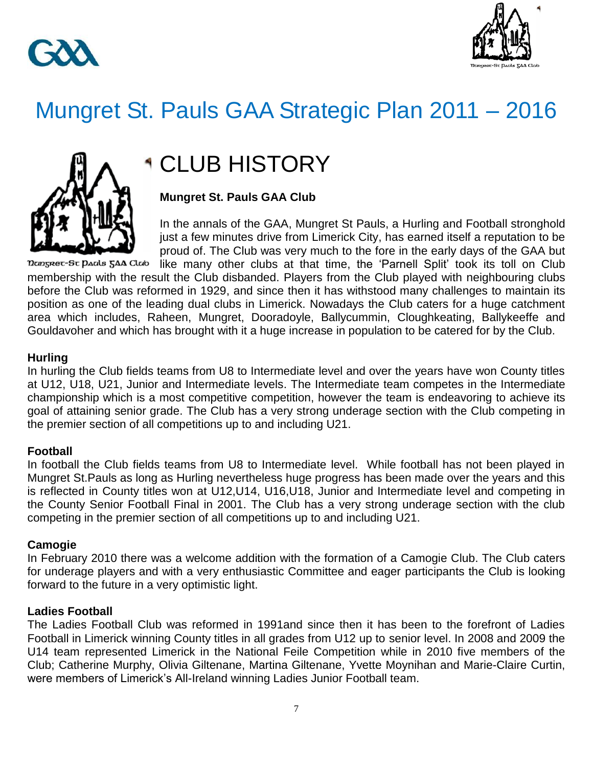# Mungret St. Pauls GAA Strategic Plan 2011 – 2016

Mungret-St Pauls GAA Club

## CLUB HISTORY

**Mungret St. Pauls GAA Club**

In the annals of the GAA, Mungret St Pauls, a Hurling and Football stronghold just a few minutes drive from Limerick City, has earned itself a reputation to be proud of. The Club was very much to the fore in the early days of the GAA but like many other clubs at that time, the 'Parnell Split' took its toll on Club membership with the result the Club disbanded. Players from the Club played with neighbouring clubs before the Club was reformed in 1929, and since then it has withstood many challenges to maintain its position as one of the leading dual clubs in Limerick. Nowadays the Club caters for a huge catchment area which includes, Raheen, Mungret, Dooradoyle, Ballycummin, Cloughkeating, Ballykeeffe and Gouldavoher and which has brought with it a huge increase in population to be catered for by the Club.

**Hurling**

In hurling the Club fields teams from U8 to Intermediate level and over the years have won County titles at U12, U18, U21, Junior and Intermediate levels. The Intermediate team competes in the Intermediate championship which is a most competitive competition, however the team is endeavoring to achieve its goal of attaining senior grade. The Club has a very strong underage section with the Club competing in the premier section of all competitions up to and including U21.

**Football**

In football the Club fields teams from U8 to Intermediate level. While football has not been played in Mungret St.Pauls as long as Hurling nevertheless huge progress has been made over the years and this is reflected in County titles won at U12,U14, U16,U18, Junior and Intermediate level and competing in the County Senior Football Final in 2001. The Club has a very strong underage section with the club competing in the premier section of all competitions up to and including U21.

**Camogie**

In February 2010 there was a welcome addition with the formation of a Camogie Club. The Club caters for underage players and with a very enthusiastic Committee and eager participants the Club is looking forward to the future in a very optimistic light.

**Ladies Football**

The Ladies Football Club was reformed in 1991and since then it has been to the forefront of Ladies Football in Limerick winning County titles in all grades from U12 up to senior level. In 2008 and 2009 the U14 team represented Limerick in the National Feile Competition while in 2010 five members of the Club; Catherine Murphy, Olivia Giltenane, Martina Giltenane, Yvette Moynihan and Marie-Claire Curtin, were members of Limerick's All-Ireland winning Ladies Junior Football team.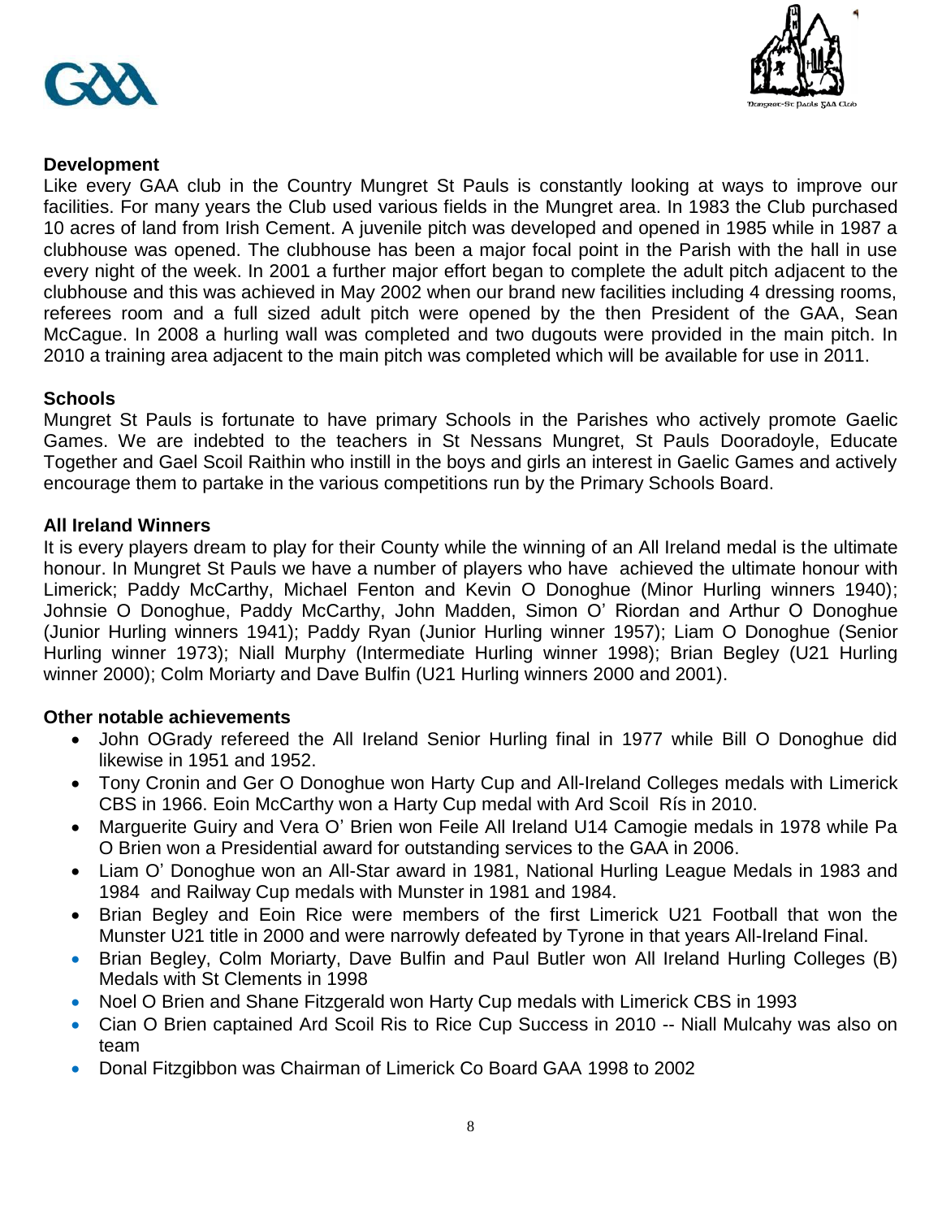**Development**

Like every GAA club in the Country Mungret St Pauls is constantly looking at ways to improve our facilities. For many years the Club used various fields in the Mungret area. In 1983 the Club purchased 10 acres of land from Irish Cement. A juvenile pitch was developed and opened in 1985 while in 1987 a clubhouse was opened. The clubhouse has been a major focal point in the Parish with the hall in use every night of the week. In 2001 a further major effort began to complete the adult pitch adjacent to the clubhouse and this was achieved in May 2002 when our brand new facilities including 4 dressing rooms, referees room and a full sized adult pitch were opened by the then President of the GAA, Sean McCague. In 2008 a hurling wall was completed and two dugouts were provided in the main pitch. In 2010 a training area adjacent to the main pitch was completed which will be available for use in 2011.

**Schools**

Mungret St Pauls is fortunate to have primary Schools in the Parishes who actively promote Gaelic Games. We are indebted to the teachers in St Nessans Mungret, St Pauls Dooradoyle, Educate Together and Gael Scoil Raithin who instill in the boys and girls an interest in Gaelic Games and actively encourage them to partake in the various competitions run by the Primary Schools Board.

**All Ireland Winners**

It is every players dream to play for their County while the winning of an All Ireland medal is the ultimate honour. In Mungret St Pauls we have a number of players who have achieved the ultimate honour with Limerick; Paddy McCarthy, Michael Fenton and Kevin O Donoghue (Minor Hurling winners 1940); Johnsie O Donoghue, Paddy McCarthy, John Madden, Simon O' Riordan and Arthur O Donoghue (Junior Hurling winners 1941); Paddy Ryan (Junior Hurling winner 1957); Liam O Donoghue (Senior Hurling winner 1973); Niall Murphy (Intermediate Hurling winner 1998); Brian Begley (U21 Hurling winner 2000); Colm Moriarty and Dave Bulfin (U21 Hurling winners 2000 and 2001).

**Other notable achievements**

- John OGrady refereed the All Ireland Senior Hurling final in 1977 while Bill O Donoghue did likewise in 1951 and 1952.
- Tony Cronin and Ger O Donoghue won Harty Cup and All-Ireland Colleges medals with Limerick CBS in 1966. Eoin McCarthy won a Harty Cup medal with Ard Scoil Rís in 2010.
- Marguerite Guiry and Vera O' Brien won Feile All Ireland U14 Camogie medals in 1978 while Pa O Brien won a Presidential award for outstanding services to the GAA in 2006.
- Liam O' Donoghue won an All-Star award in 1981, National Hurling League Medals in 1983 and 1984 and Railway Cup medals with Munster in 1981 and 1984.
- Brian Begley and Eoin Rice were members of the first Limerick U21 Football that won the Munster U21 title in 2000 and were narrowly defeated by Tyrone in that years All-Ireland Final.
- Brian Begley, Colm Moriarty, Dave Bulfin and Paul Butler won All Ireland Hurling Colleges (B) Medals with St Clements in 1998
- Noel O Brien and Shane Fitzgerald won Harty Cup medals with Limerick CBS in 1993
- Cian O Brien captained Ard Scoil Ris to Rice Cup Success in 2010 -- Niall Mulcahy was also on team
- Donal Fitzgibbon was Chairman of Limerick Co Board GAA 1998 to 2002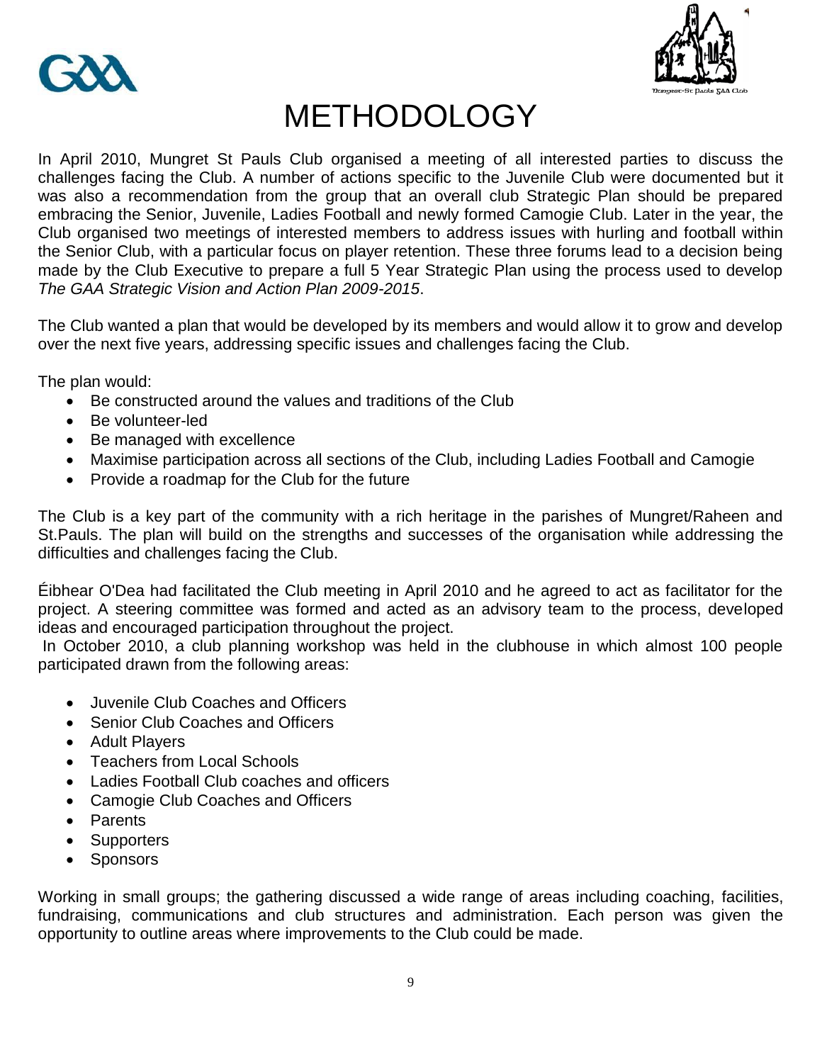# METHODOLOGY

In April 2010, Mungret St Pauls Club organised a meeting of all interested parties to discuss the challenges facing the Club. A number of actions specific to the Juvenile Club were documented but it was also a recommendation from the group that an overall club Strategic Plan should be prepared embracing the Senior, Juvenile, Ladies Football and newly formed Camogie Club. Later in the year, the Club organised two meetings of interested members to address issues with hurling and football within the Senior Club, with a particular focus on player retention. These three forums lead to a decision being made by the Club Executive to prepare a full 5 Year Strategic Plan using the process used to develop *The GAA Strategic Vision and Action Plan 2009-2015*.

The Club wanted a plan that would be developed by its members and would allow it to grow and develop over the next five years, addressing specific issues and challenges facing the Club.

The plan would:

- Be constructed around the values and traditions of the Club
- Be volunteer-led
- Be managed with excellence
- Maximise participation across all sections of the Club, including Ladies Football and Camogie
- Provide a roadmap for the Club for the future

The Club is a key part of the community with a rich heritage in the parishes of Mungret/Raheen and St.Pauls. The plan will build on the strengths and successes of the organisation while addressing the difficulties and challenges facing the Club.

Éibhear O'Dea had facilitated the Club meeting in April 2010 and he agreed to act as facilitator for the project. A steering committee was formed and acted as an advisory team to the process, developed ideas and encouraged participation throughout the project.

In October 2010, a club planning workshop was held in the clubhouse in which almost 100 people participated drawn from the following areas:

- Juvenile Club Coaches and Officers
- Senior Club Coaches and Officers
- Adult Players
- Teachers from Local Schools
- Ladies Football Club coaches and officers
- Camogie Club Coaches and Officers
- Parents
- Supporters
- Sponsors

Working in small groups; the gathering discussed a wide range of areas including coaching, facilities, fundraising, communications and club structures and administration. Each person was given the opportunity to outline areas where improvements to the Club could be made.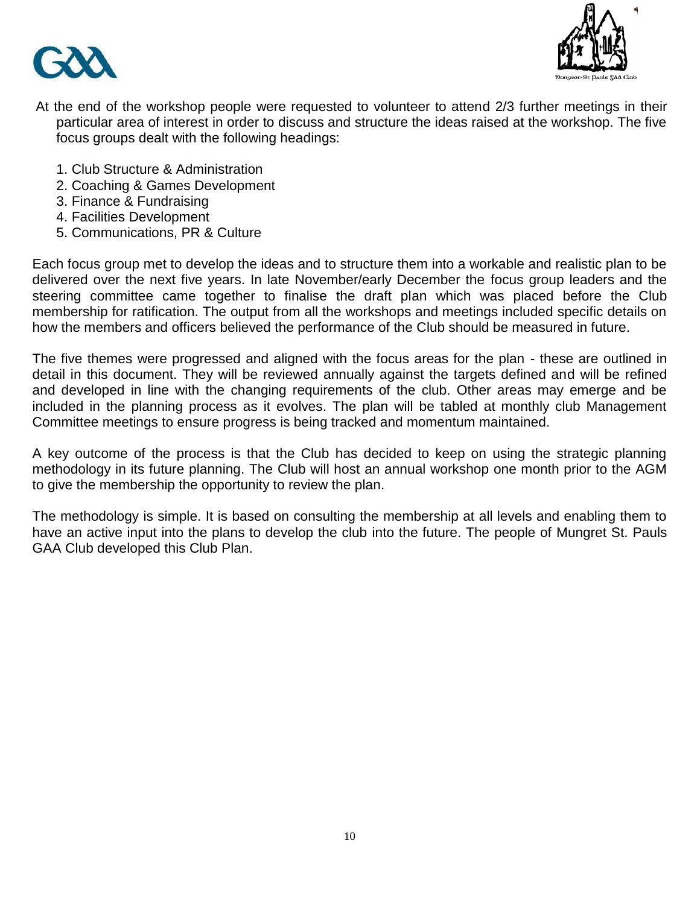At the end of the workshop people were requested to volunteer to attend 2/3 further meetings in their particular area of interest in order to discuss and structure the ideas raised at the workshop. The five focus groups dealt with the following headings:

1. Club Structure & Administration
2. Coaching & Games Development
3. Finance & Fundraising
4. Facilities Development
5. Communications, PR & Culture

Each focus group met to develop the ideas and to structure them into a workable and realistic plan to be delivered over the next five years. In late November/early December the focus group leaders and the steering committee came together to finalise the draft plan which was placed before the Club membership for ratification. The output from all the workshops and meetings included specific details on how the members and officers believed the performance of the Club should be measured in future.

The five themes were progressed and aligned with the focus areas for the plan - these are outlined in detail in this document. They will be reviewed annually against the targets defined and will be refined and developed in line with the changing requirements of the club. Other areas may emerge and be included in the planning process as it evolves. The plan will be tabled at monthly club Management Committee meetings to ensure progress is being tracked and momentum maintained.

A key outcome of the process is that the Club has decided to keep on using the strategic planning methodology in its future planning. The Club will host an annual workshop one month prior to the AGM to give the membership the opportunity to review the plan.

The methodology is simple. It is based on consulting the membership at all levels and enabling them to have an active input into the plans to develop the club into the future. The people of Mungret St. Pauls GAA Club developed this Club Plan.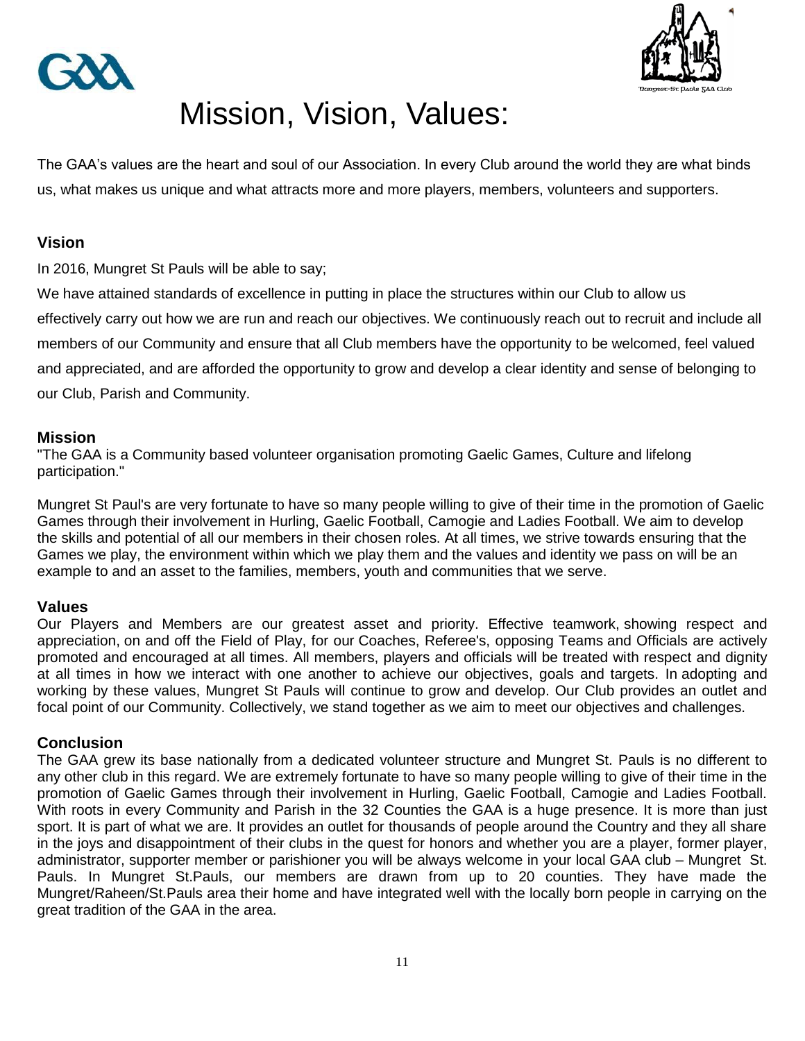# Mission, Vision, Values:

The GAA's values are the heart and soul of our Association. In every Club around the world they are what binds us, what makes us unique and what attracts more and more players, members, volunteers and supporters.

## Vision

In 2016, Mungret St Pauls will be able to say;

We have attained standards of excellence in putting in place the structures within our Club to allow us effectively carry out how we are run and reach our objectives. We continuously reach out to recruit and include all members of our Community and ensure that all Club members have the opportunity to be welcomed, feel valued and appreciated, and are afforded the opportunity to grow and develop a clear identity and sense of belonging to our Club, Parish and Community.

## Mission

"The GAA is a Community based volunteer organisation promoting Gaelic Games, Culture and lifelong participation."

Mungret St Paul's are very fortunate to have so many people willing to give of their time in the promotion of Gaelic Games through their involvement in Hurling, Gaelic Football, Camogie and Ladies Football. We aim to develop the skills and potential of all our members in their chosen roles. At all times, we strive towards ensuring that the Games we play, the environment within which we play them and the values and identity we pass on will be an example to and an asset to the families, members, youth and communities that we serve.

## Values

Our Players and Members are our greatest asset and priority. Effective teamwork, showing respect and appreciation, on and off the Field of Play, for our Coaches, Referee's, opposing Teams and Officials are actively promoted and encouraged at all times. All members, players and officials will be treated with respect and dignity at all times in how we interact with one another to achieve our objectives, goals and targets. In adopting and working by these values, Mungret St Pauls will continue to grow and develop. Our Club provides an outlet and focal point of our Community. Collectively, we stand together as we aim to meet our objectives and challenges.

## Conclusion

The GAA grew its base nationally from a dedicated volunteer structure and Mungret St. Pauls is no different to any other club in this regard. We are extremely fortunate to have so many people willing to give of their time in the promotion of Gaelic Games through their involvement in Hurling, Gaelic Football, Camogie and Ladies Football. With roots in every Community and Parish in the 32 Counties the GAA is a huge presence. It is more than just sport. It is part of what we are. It provides an outlet for thousands of people around the Country and they all share in the joys and disappointment of their clubs in the quest for honors and whether you are a player, former player, administrator, supporter member or parishioner you will be always welcome in your local GAA club – Mungret St. Pauls. In Mungret St.Pauls, our members are drawn from up to 20 counties. They have made the Mungret/Raheen/St.Pauls area their home and have integrated well with the locally born people in carrying on the great tradition of the GAA in the area.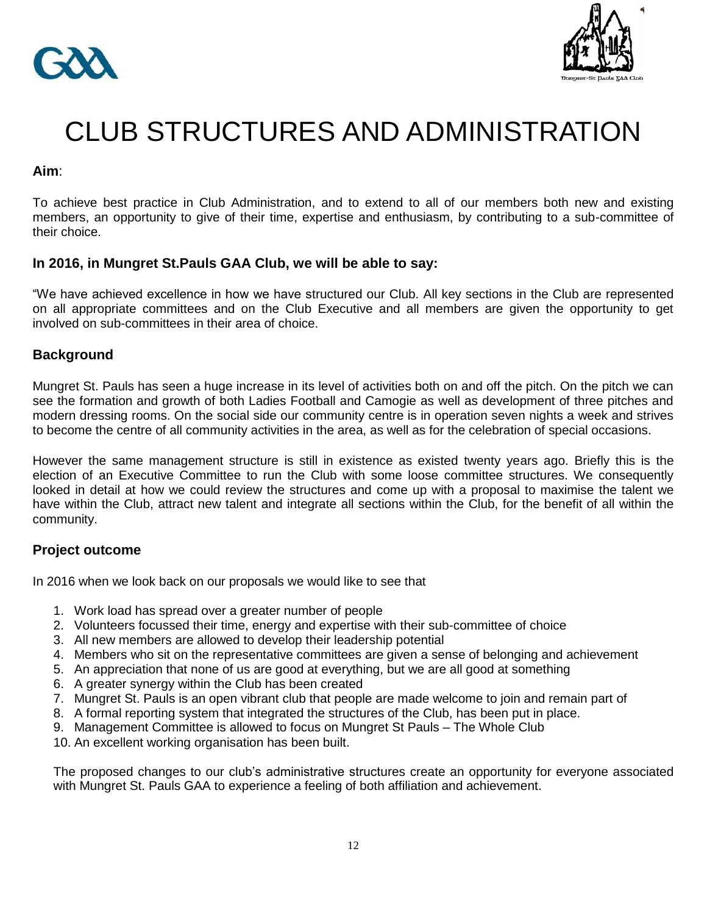# CLUB STRUCTURES AND ADMINISTRATION

**Aim**:

To achieve best practice in Club Administration, and to extend to all of our members both new and existing members, an opportunity to give of their time, expertise and enthusiasm, by contributing to a sub-committee of their choice.

### In 2016, in Mungret St.Pauls GAA Club, we will be able to say:

"We have achieved excellence in how we have structured our Club. All key sections in the Club are represented on all appropriate committees and on the Club Executive and all members are given the opportunity to get involved on sub-committees in their area of choice.

### Background

Mungret St. Pauls has seen a huge increase in its level of activities both on and off the pitch. On the pitch we can see the formation and growth of both Ladies Football and Camogie as well as development of three pitches and modern dressing rooms. On the social side our community centre is in operation seven nights a week and strives to become the centre of all community activities in the area, as well as for the celebration of special occasions.

However the same management structure is still in existence as existed twenty years ago. Briefly this is the election of an Executive Committee to run the Club with some loose committee structures. We consequently looked in detail at how we could review the structures and come up with a proposal to maximise the talent we have within the Club, attract new talent and integrate all sections within the Club, for the benefit of all within the community.

### Project outcome

In 2016 when we look back on our proposals we would like to see that

1. Work load has spread over a greater number of people
2. Volunteers focussed their time, energy and expertise with their sub-committee of choice
3. All new members are allowed to develop their leadership potential
4. Members who sit on the representative committees are given a sense of belonging and achievement
5. An appreciation that none of us are good at everything, but we are all good at something
6. A greater synergy within the Club has been created
7. Mungret St. Pauls is an open vibrant club that people are made welcome to join and remain part of
8. A formal reporting system that integrated the structures of the Club, has been put in place.
9. Management Committee is allowed to focus on Mungret St Pauls – The Whole Club
10. An excellent working organisation has been built.

The proposed changes to our club's administrative structures create an opportunity for everyone associated with Mungret St. Pauls GAA to experience a feeling of both affiliation and achievement.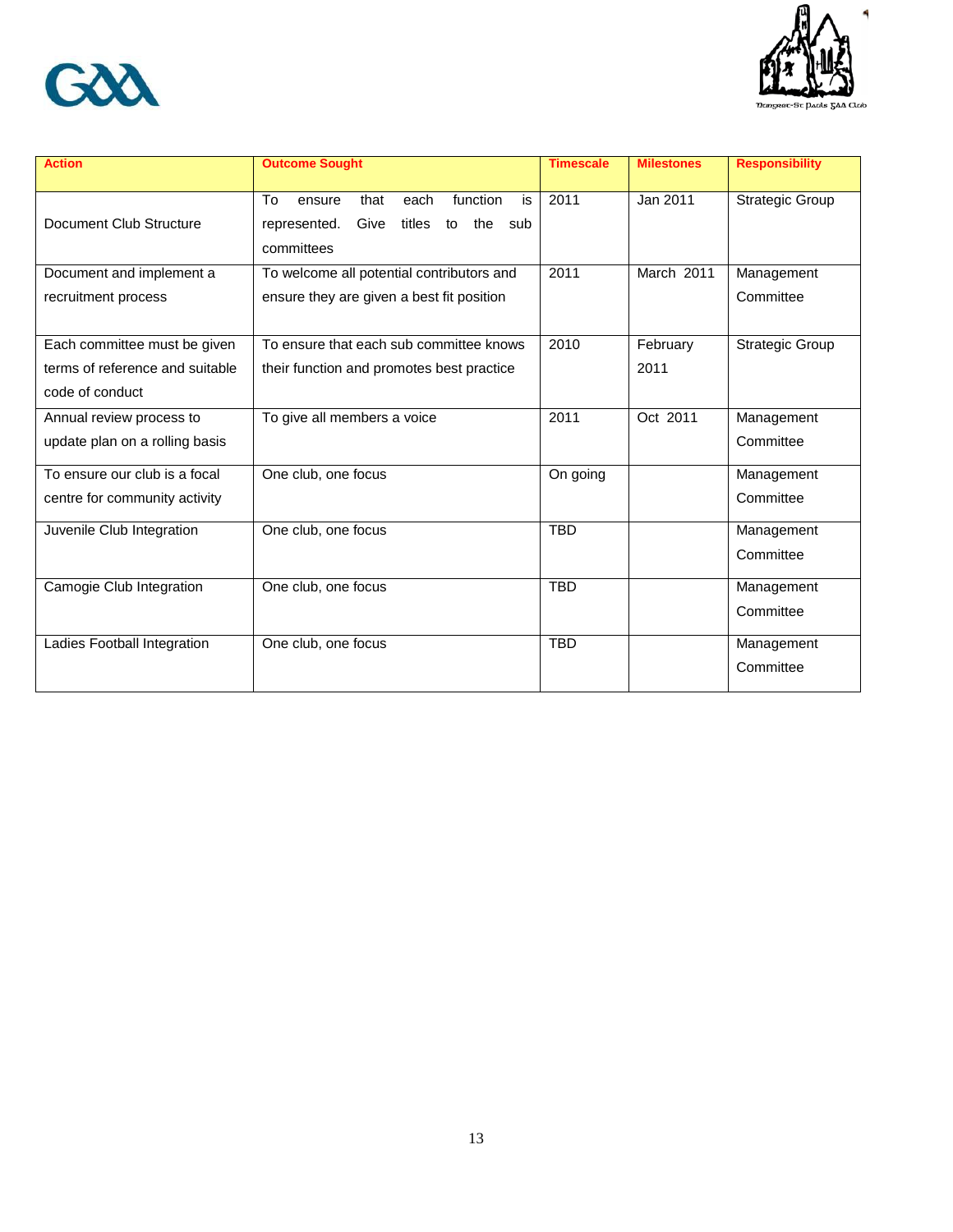| Action | Outcome Sought | Timescale | Milestones | Responsibility |
|---|---|---|---|---|
| Document Club Structure | To ensure that each function is represented. Give titles to the sub committees | 2011 | Jan 2011 | Strategic Group |
| Document and implement a recruitment process | To welcome all potential contributors and ensure they are given a best fit position | 2011 | March 2011 | Management Committee |
| Each committee must be given terms of reference and suitable code of conduct | To ensure that each sub committee knows their function and promotes best practice | 2010 | February 2011 | Strategic Group |
| Annual review process to update plan on a rolling basis | To give all members a voice | 2011 | Oct 2011 | Management Committee |
| To ensure our club is a focal centre for community activity | One club, one focus | On going | | Management Committee |
| Juvenile Club Integration | One club, one focus | TBD | | Management Committee |
| Camogie Club Integration | One club, one focus | TBD | | Management Committee |
| Ladies Football Integration | One club, one focus | TBD | | Management Committee |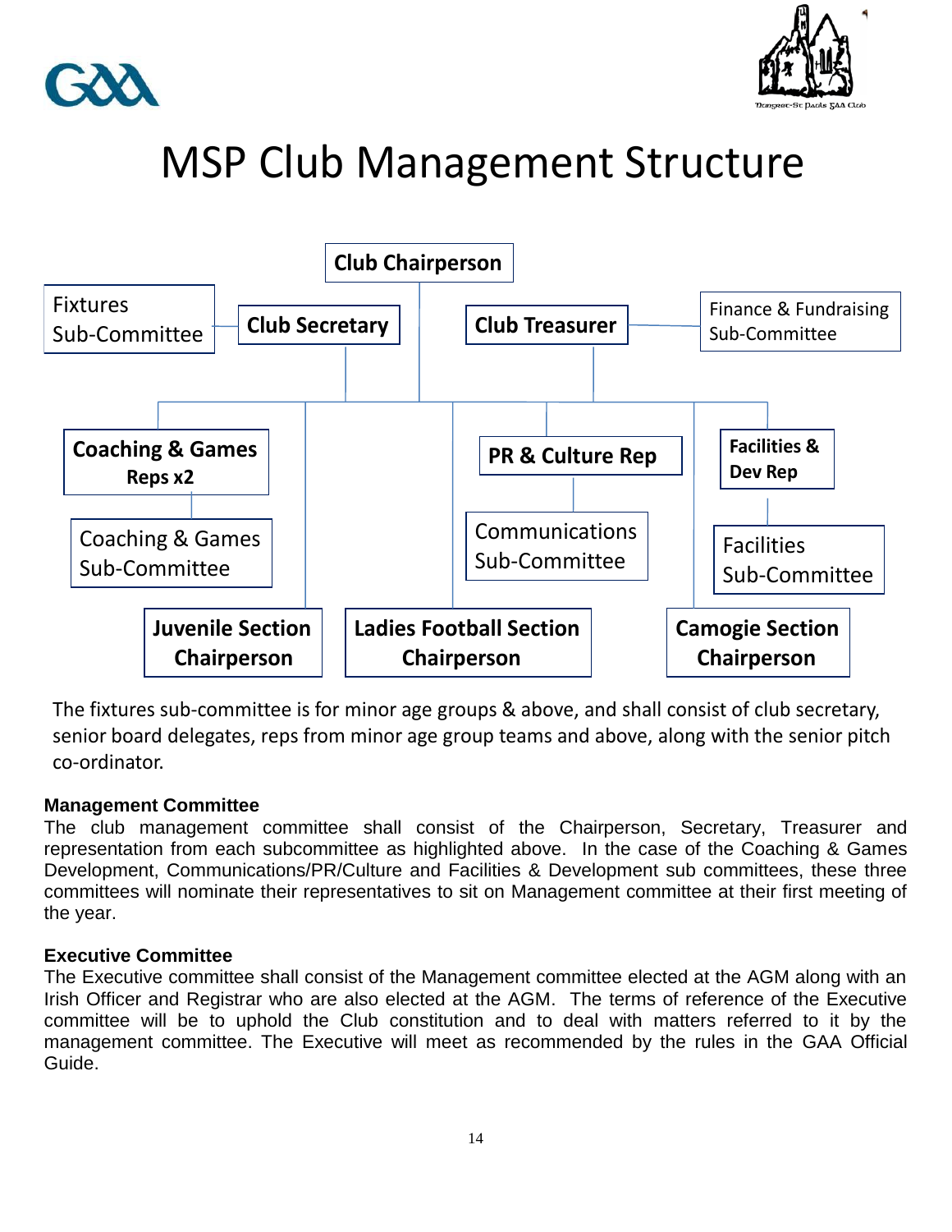# MSP Club Management Structure

- Club Chairperson
  - Club Secretary
    - Fixtures Sub-Committee
  - Club Treasurer
    - Finance & Fundraising Sub-Committee
  - Coaching & Games Reps x2
    - Coaching & Games Sub-Committee
  - PR & Culture Rep
    - Communications Sub-Committee
  - Facilities & Dev Rep
    - Facilities Sub-Committee
  - Juvenile Section Chairperson
  - Ladies Football Section Chairperson
  - Camogie Section Chairperson

The fixtures sub-committee is for minor age groups & above, and shall consist of club secretary, senior board delegates, reps from minor age group teams and above, along with the senior pitch co-ordinator.

**Management Committee**

The club management committee shall consist of the Chairperson, Secretary, Treasurer and representation from each subcommittee as highlighted above. In the case of the Coaching & Games Development, Communications/PR/Culture and Facilities & Development sub committees, these three committees will nominate their representatives to sit on Management committee at their first meeting of the year.

**Executive Committee**

The Executive committee shall consist of the Management committee elected at the AGM along with an Irish Officer and Registrar who are also elected at the AGM. The terms of reference of the Executive committee will be to uphold the Club constitution and to deal with matters referred to it by the management committee. The Executive will meet as recommended by the rules in the GAA Official Guide.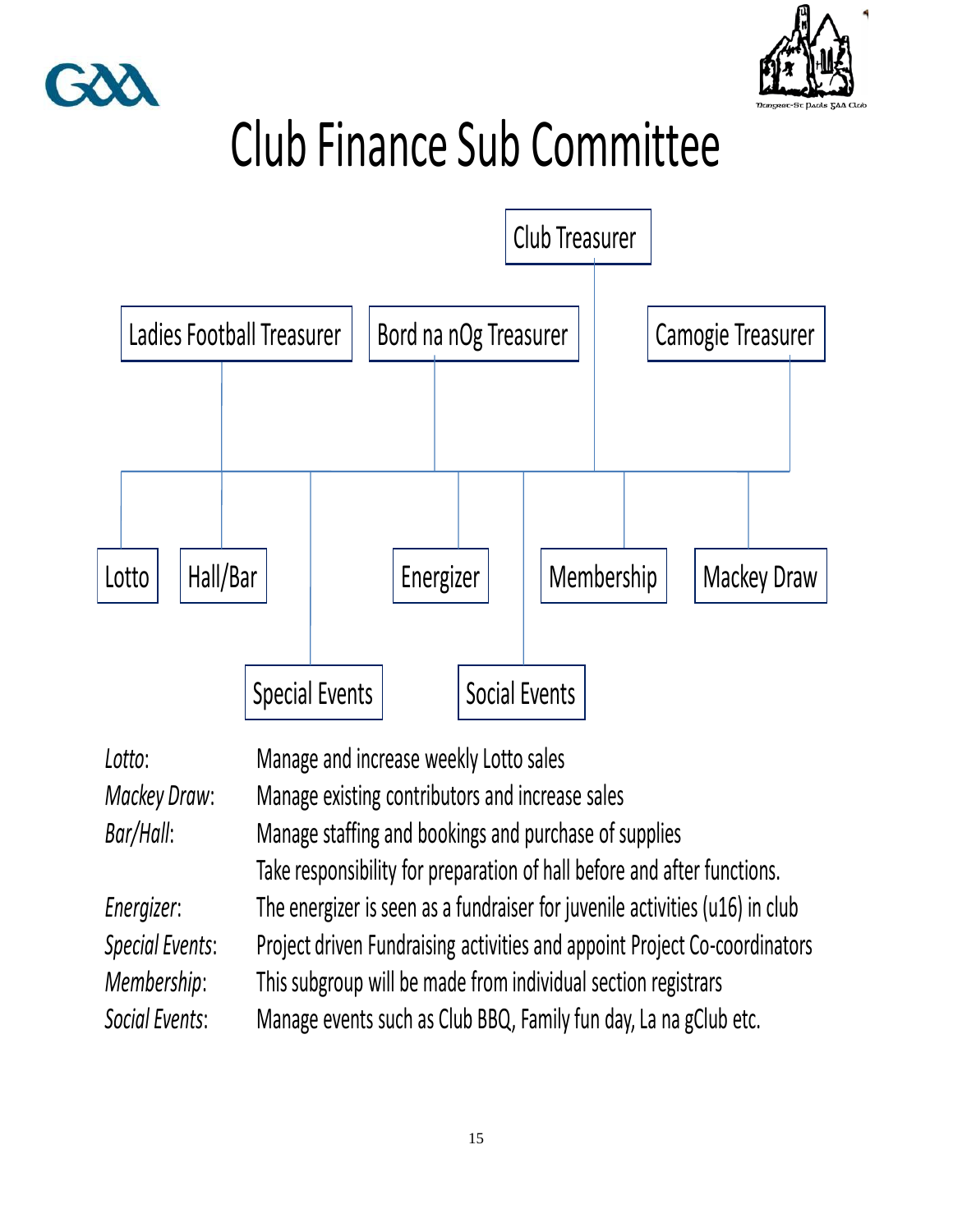# Club Finance Sub Committee

Club Treasurer

Ladies Football Treasurer

Bord na nOg Treasurer

Camogie Treasurer

Lotto

Hall/Bar

Energizer

Membership

Mackey Draw

Special Events

Social Events

| | |
|---|---|
| *Lotto*: | Manage and increase weekly Lotto sales |
| *Mackey Draw*: | Manage existing contributors and increase sales |
| *Bar/Hall*: | Manage staffing and bookings and purchase of supplies<br>Take responsibility for preparation of hall before and after functions. |
| *Energizer*: | The energizer is seen as a fundraiser for juvenile activities (u16) in club |
| *Special Events*: | Project driven Fundraising activities and appoint Project Co-coordinators |
| *Membership*: | This subgroup will be made from individual section registrars |
| *Social Events*: | Manage events such as Club BBQ, Family fun day, La na gClub etc. |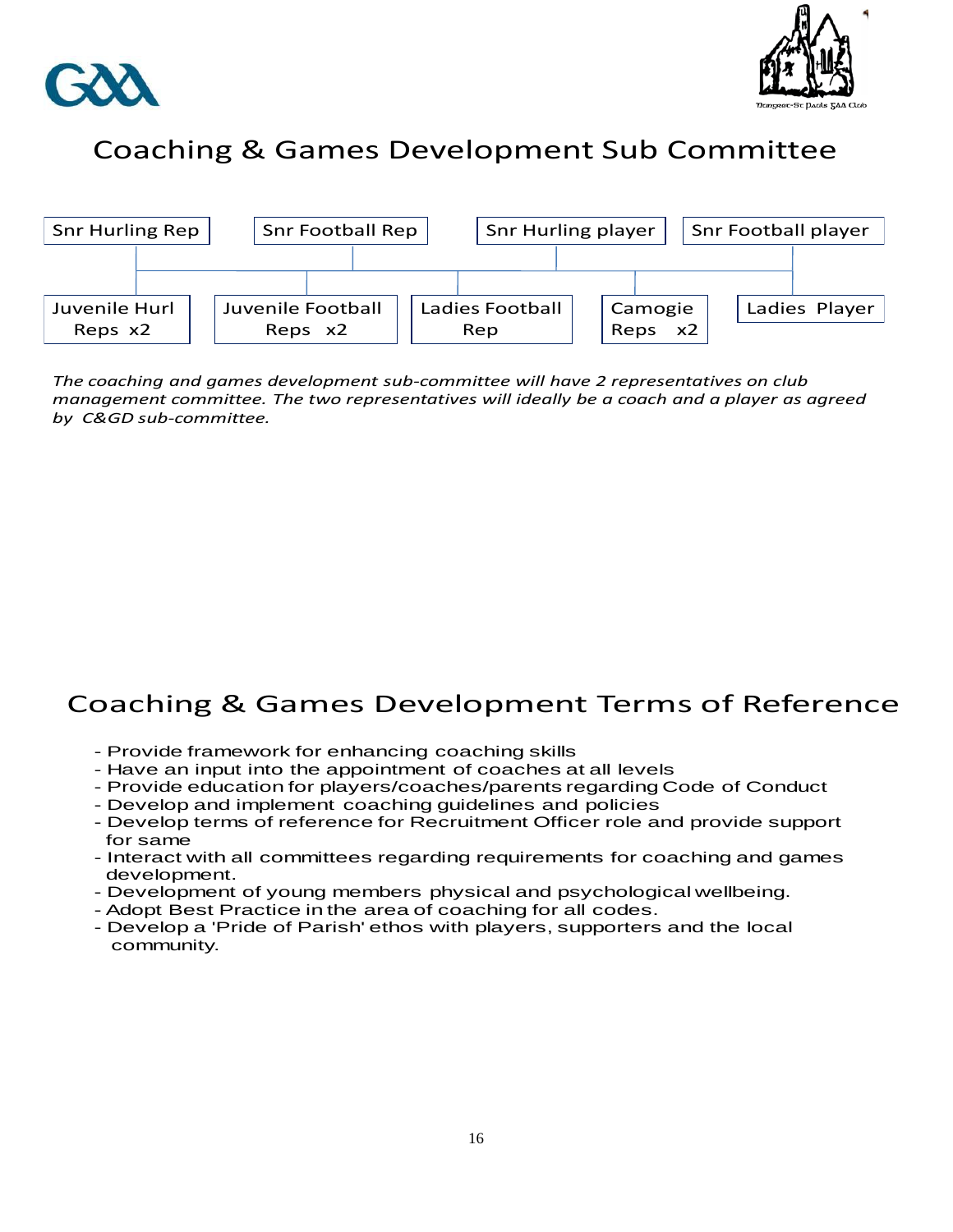# Coaching & Games Development Sub Committee

- Snr Hurling Rep
- Snr Football Rep
- Snr Hurling player
- Snr Football player
- Juvenile Hurl Reps x2
- Juvenile Football Reps x2
- Ladies Football Rep
- Camogie Reps x2
- Ladies Player

*The coaching and games development sub-committee will have 2 representatives on club management committee. The two representatives will ideally be a coach and a player as agreed by C&GD sub-committee.*

# Coaching & Games Development Terms of Reference

- Provide framework for enhancing coaching skills
- Have an input into the appointment of coaches at all levels
- Provide education for players/coaches/parents regarding Code of Conduct
- Develop and implement coaching guidelines and policies
- Develop terms of reference for Recruitment Officer role and provide support for same
- Interact with all committees regarding requirements for coaching and games development.
- Development of young members physical and psychological wellbeing.
- Adopt Best Practice in the area of coaching for all codes.
- Develop a 'Pride of Parish' ethos with players, supporters and the local community.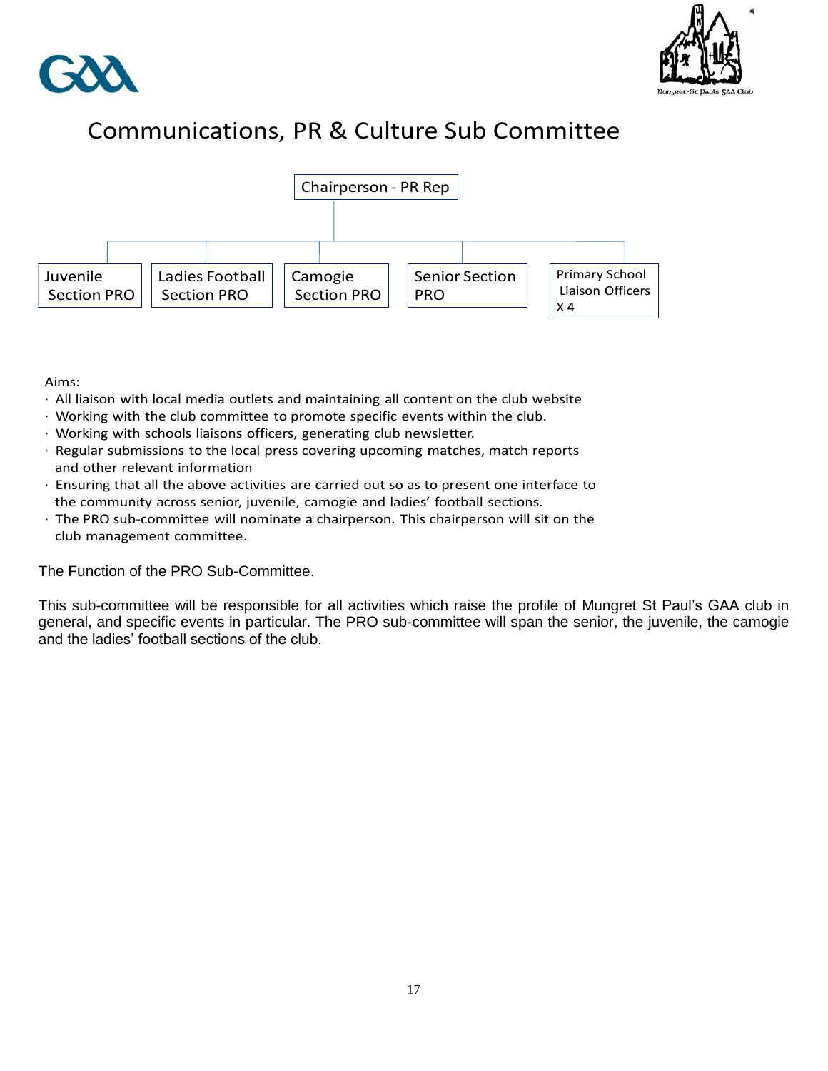# Communications, PR & Culture Sub Committee

Chairperson - PR Rep

- Juvenile Section PRO
- Ladies Football Section PRO
- Camogie Section PRO
- Senior Section PRO
- Primary School Liaison Officers X 4

Aims:

- All liaison with local media outlets and maintaining all content on the club website
- Working with the club committee to promote specific events within the club.
- Working with schools liaisons officers, generating club newsletter.
- Regular submissions to the local press covering upcoming matches, match reports and other relevant information
- Ensuring that all the above activities are carried out so as to present one interface to the community across senior, juvenile, camogie and ladies' football sections.
- The PRO sub-committee will nominate a chairperson. This chairperson will sit on the club management committee.

The Function of the PRO Sub-Committee.

This sub-committee will be responsible for all activities which raise the profile of Mungret St Paul's GAA club in general, and specific events in particular. The PRO sub-committee will span the senior, the juvenile, the camogie and the ladies' football sections of the club.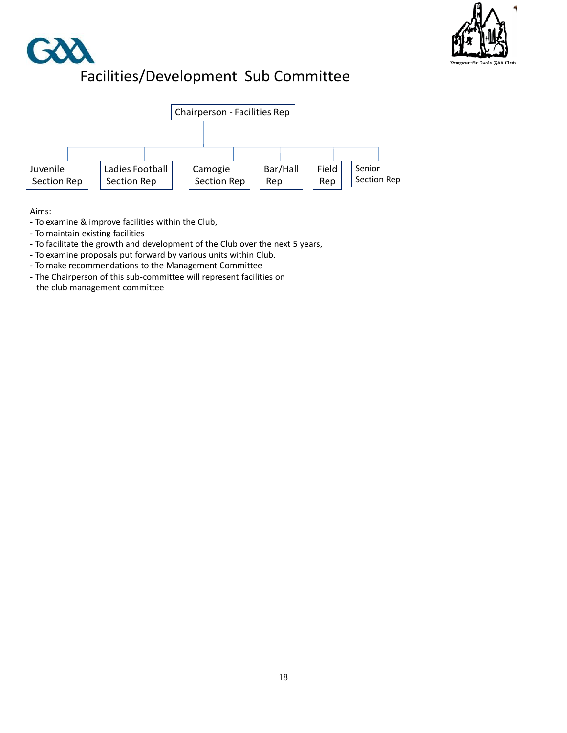# Facilities/Development Sub Committee

- Chairperson - Facilities Rep
  - Juvenile Section Rep
  - Ladies Football Section Rep
  - Camogie Section Rep
  - Bar/Hall Rep
  - Field Rep
  - Senior Section Rep

Aims:

- To examine & improve facilities within the Club,
- To maintain existing facilities
- To facilitate the growth and development of the Club over the next 5 years,
- To examine proposals put forward by various units within Club.
- To make recommendations to the Management Committee
- The Chairperson of this sub-committee will represent facilities on the club management committee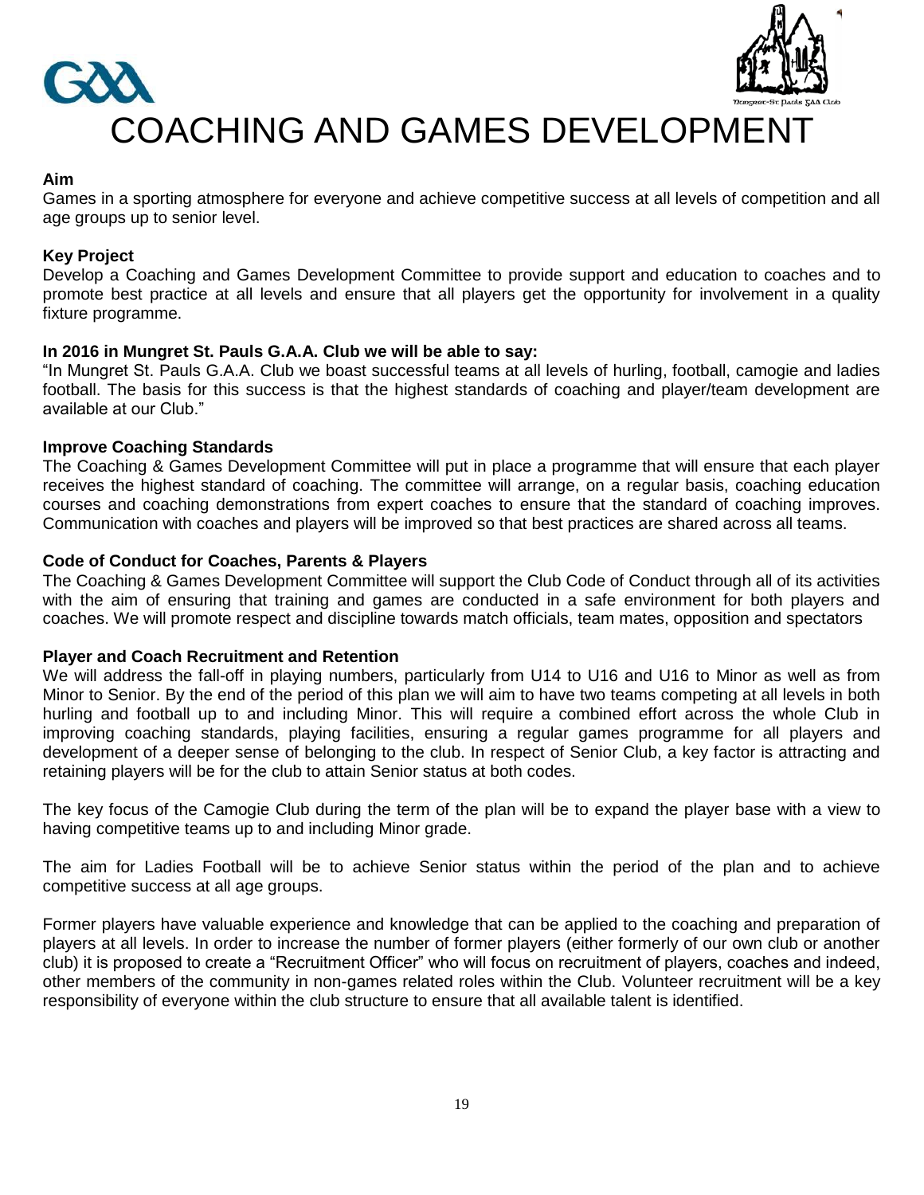# COACHING AND GAMES DEVELOPMENT

**Aim**

Games in a sporting atmosphere for everyone and achieve competitive success at all levels of competition and all age groups up to senior level.

**Key Project**

Develop a Coaching and Games Development Committee to provide support and education to coaches and to promote best practice at all levels and ensure that all players get the opportunity for involvement in a quality fixture programme.

**In 2016 in Mungret St. Pauls G.A.A. Club we will be able to say:**

"In Mungret St. Pauls G.A.A. Club we boast successful teams at all levels of hurling, football, camogie and ladies football. The basis for this success is that the highest standards of coaching and player/team development are available at our Club."

**Improve Coaching Standards**

The Coaching & Games Development Committee will put in place a programme that will ensure that each player receives the highest standard of coaching. The committee will arrange, on a regular basis, coaching education courses and coaching demonstrations from expert coaches to ensure that the standard of coaching improves. Communication with coaches and players will be improved so that best practices are shared across all teams.

**Code of Conduct for Coaches, Parents & Players**

The Coaching & Games Development Committee will support the Club Code of Conduct through all of its activities with the aim of ensuring that training and games are conducted in a safe environment for both players and coaches. We will promote respect and discipline towards match officials, team mates, opposition and spectators

**Player and Coach Recruitment and Retention**

We will address the fall-off in playing numbers, particularly from U14 to U16 and U16 to Minor as well as from Minor to Senior. By the end of the period of this plan we will aim to have two teams competing at all levels in both hurling and football up to and including Minor. This will require a combined effort across the whole Club in improving coaching standards, playing facilities, ensuring a regular games programme for all players and development of a deeper sense of belonging to the club. In respect of Senior Club, a key factor is attracting and retaining players will be for the club to attain Senior status at both codes.

The key focus of the Camogie Club during the term of the plan will be to expand the player base with a view to having competitive teams up to and including Minor grade.

The aim for Ladies Football will be to achieve Senior status within the period of the plan and to achieve competitive success at all age groups.

Former players have valuable experience and knowledge that can be applied to the coaching and preparation of players at all levels. In order to increase the number of former players (either formerly of our own club or another club) it is proposed to create a "Recruitment Officer" who will focus on recruitment of players, coaches and indeed, other members of the community in non-games related roles within the Club. Volunteer recruitment will be a key responsibility of everyone within the club structure to ensure that all available talent is identified.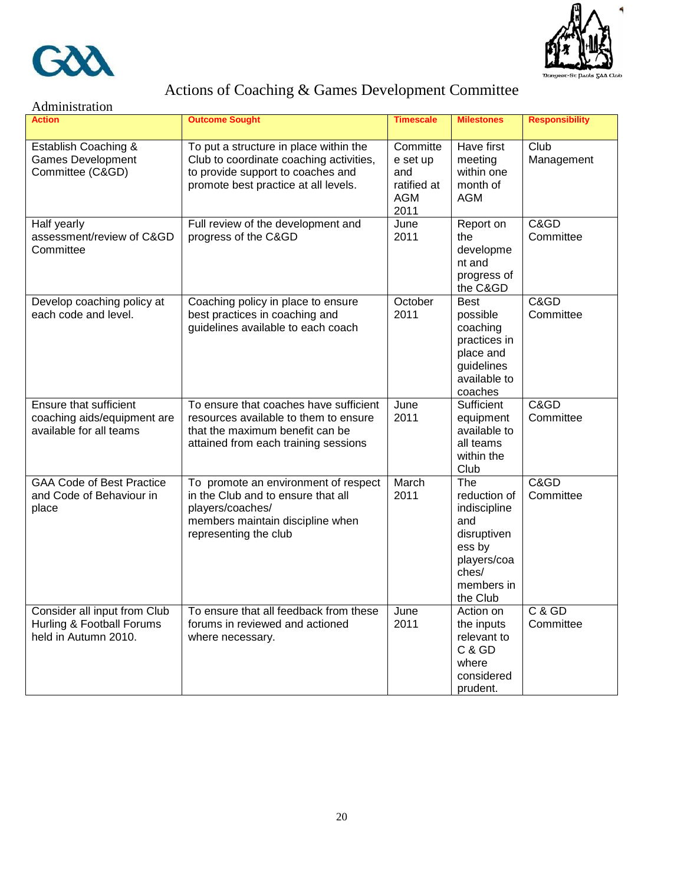# Actions of Coaching & Games Development Committee

## Administration

| Action | Outcome Sought | Timescale | Milestones | Responsibility |
|---|---|---|---|---|
| Establish Coaching & Games Development Committee (C&GD) | To put a structure in place within the Club to coordinate coaching activities, to provide support to coaches and promote best practice at all levels. | Committee set up and ratified at AGM 2011 | Have first meeting within one month of AGM | Club Management |
| Half yearly assessment/review of C&GD Committee | Full review of the development and progress of the C&GD | June 2011 | Report on the development and progress of the C&GD | C&GD Committee |
| Develop coaching policy at each code and level. | Coaching policy in place to ensure best practices in coaching and guidelines available to each coach | October 2011 | Best possible coaching practices in place and guidelines available to coaches | C&GD Committee |
| Ensure that sufficient coaching aids/equipment are available for all teams | To ensure that coaches have sufficient resources available to them to ensure that the maximum benefit can be attained from each training sessions | June 2011 | Sufficient equipment available to all teams within the Club | C&GD Committee |
| GAA Code of Best Practice and Code of Behaviour in place | To promote an environment of respect in the Club and to ensure that all players/coaches/ members maintain discipline when representing the club | March 2011 | The reduction of indiscipline and disruptiveness by players/coaches/ members in the Club | C&GD Committee |
| Consider all input from Club Hurling & Football Forums held in Autumn 2010. | To ensure that all feedback from these forums in reviewed and actioned where necessary. | June 2011 | Action on the inputs relevant to C & GD where considered prudent. | C & GD Committee |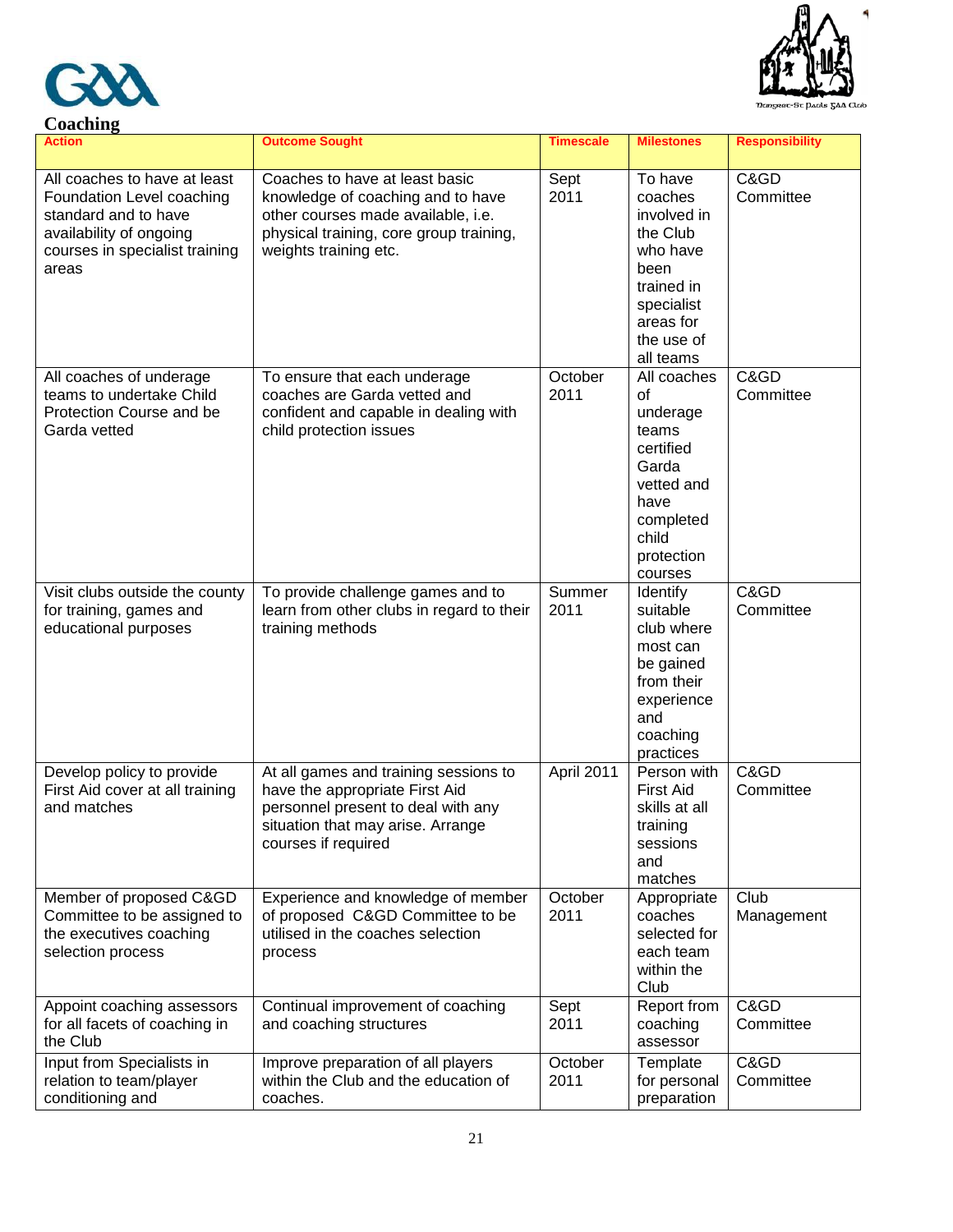## Coaching

| Action | Outcome Sought | Timescale | Milestones | Responsibility |
|---|---|---|---|---|
| All coaches to have at least Foundation Level coaching standard and to have availability of ongoing courses in specialist training areas | Coaches to have at least basic knowledge of coaching and to have other courses made available, i.e. physical training, core group training, weights training etc. | Sept 2011 | To have coaches involved in the Club who have been trained in specialist areas for the use of all teams | C&GD Committee |
| All coaches of underage teams to undertake Child Protection Course and be Garda vetted | To ensure that each underage coaches are Garda vetted and confident and capable in dealing with child protection issues | October 2011 | All coaches of underage teams certified Garda vetted and have completed child protection courses | C&GD Committee |
| Visit clubs outside the county for training, games and educational purposes | To provide challenge games and to learn from other clubs in regard to their training methods | Summer 2011 | Identify suitable club where most can be gained from their experience and coaching practices | C&GD Committee |
| Develop policy to provide First Aid cover at all training and matches | At all games and training sessions to have the appropriate First Aid personnel present to deal with any situation that may arise. Arrange courses if required | April 2011 | Person with First Aid skills at all training sessions and matches | C&GD Committee |
| Member of proposed C&GD Committee to be assigned to the executives coaching selection process | Experience and knowledge of member of proposed C&GD Committee to be utilised in the coaches selection process | October 2011 | Appropriate coaches selected for each team within the Club | Club Management |
| Appoint coaching assessors for all facets of coaching in the Club | Continual improvement of coaching and coaching structures | Sept 2011 | Report from coaching assessor | C&GD Committee |
| Input from Specialists in relation to team/player conditioning and | Improve preparation of all players within the Club and the education of coaches. | October 2011 | Template for personal preparation | C&GD Committee |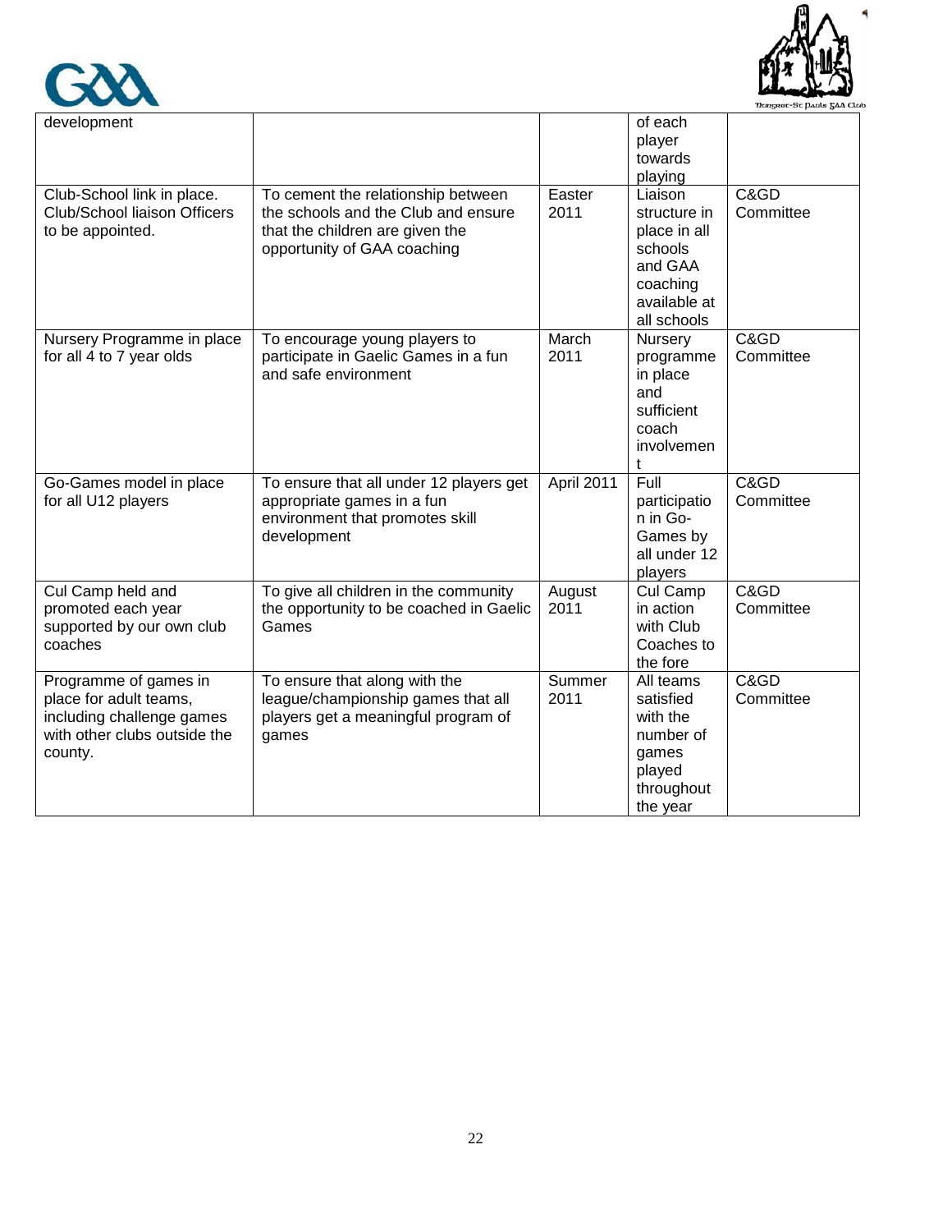| | | | | |
|---|---|---|---|---|
| development | | | of each player towards playing | |
| Club-School link in place. Club/School liaison Officers to be appointed. | To cement the relationship between the schools and the Club and ensure that the children are given the opportunity of GAA coaching | Easter 2011 | Liaison structure in place in all schools and GAA coaching available at all schools | C&GD Committee |
| Nursery Programme in place for all 4 to 7 year olds | To encourage young players to participate in Gaelic Games in a fun and safe environment | March 2011 | Nursery programme in place and sufficient coach involvement | C&GD Committee |
| Go-Games model in place for all U12 players | To ensure that all under 12 players get appropriate games in a fun environment that promotes skill development | April 2011 | Full participation in Go-Games by all under 12 players | C&GD Committee |
| Cul Camp held and promoted each year supported by our own club coaches | To give all children in the community the opportunity to be coached in Gaelic Games | August 2011 | Cul Camp in action with Club Coaches to the fore | C&GD Committee |
| Programme of games in place for adult teams, including challenge games with other clubs outside the county. | To ensure that along with the league/championship games that all players get a meaningful program of games | Summer 2011 | All teams satisfied with the number of games played throughout the year | C&GD Committee |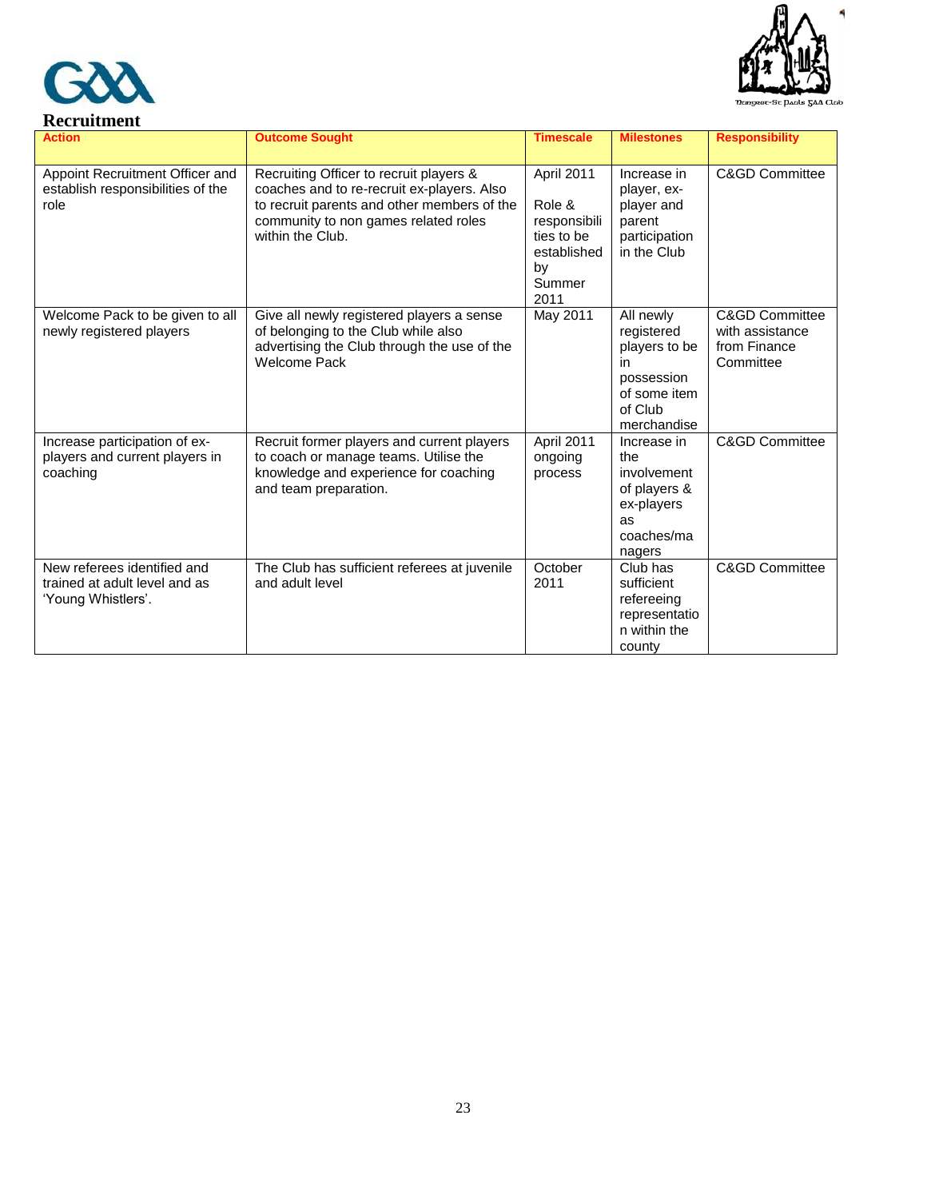## Recruitment

| Action | Outcome Sought | Timescale | Milestones | Responsibility |
|---|---|---|---|---|
| Appoint Recruitment Officer and establish responsibilities of the role | Recruiting Officer to recruit players & coaches and to re-recruit ex-players. Also to recruit parents and other members of the community to non games related roles within the Club. | April 2011<br><br>Role & responsibilities to be established by Summer 2011 | Increase in player, ex-player and parent participation in the Club | C&GD Committee |
| Welcome Pack to be given to all newly registered players | Give all newly registered players a sense of belonging to the Club while also advertising the Club through the use of the Welcome Pack | May 2011 | All newly registered players to be in possession of some item of Club merchandise | C&GD Committee with assistance from Finance Committee |
| Increase participation of ex-players and current players in coaching | Recruit former players and current players to coach or manage teams. Utilise the knowledge and experience for coaching and team preparation. | April 2011 ongoing process | Increase in the involvement of players & ex-players as coaches/managers | C&GD Committee |
| New referees identified and trained at adult level and as 'Young Whistlers'. | The Club has sufficient referees at juvenile and adult level | October 2011 | Club has sufficient refereeing representation within the county | C&GD Committee |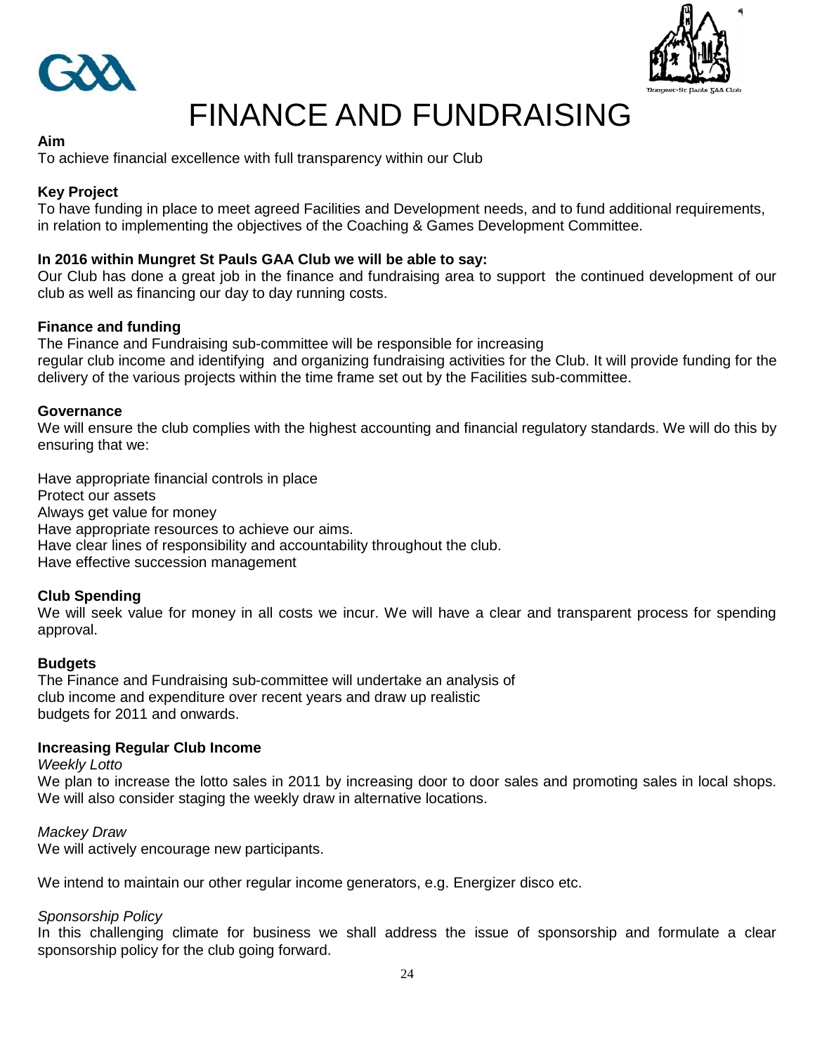# FINANCE AND FUNDRAISING

**Aim**

To achieve financial excellence with full transparency within our Club

**Key Project**

To have funding in place to meet agreed Facilities and Development needs, and to fund additional requirements, in relation to implementing the objectives of the Coaching & Games Development Committee.

**In 2016 within Mungret St Pauls GAA Club we will be able to say:**

Our Club has done a great job in the finance and fundraising area to support the continued development of our club as well as financing our day to day running costs.

**Finance and funding**

The Finance and Fundraising sub-committee will be responsible for increasing regular club income and identifying and organizing fundraising activities for the Club. It will provide funding for the delivery of the various projects within the time frame set out by the Facilities sub-committee.

**Governance**

We will ensure the club complies with the highest accounting and financial regulatory standards. We will do this by ensuring that we:

Have appropriate financial controls in place
Protect our assets
Always get value for money
Have appropriate resources to achieve our aims.
Have clear lines of responsibility and accountability throughout the club.
Have effective succession management

**Club Spending**

We will seek value for money in all costs we incur. We will have a clear and transparent process for spending approval.

**Budgets**

The Finance and Fundraising sub-committee will undertake an analysis of club income and expenditure over recent years and draw up realistic budgets for 2011 and onwards.

**Increasing Regular Club Income**

*Weekly Lotto*

We plan to increase the lotto sales in 2011 by increasing door to door sales and promoting sales in local shops. We will also consider staging the weekly draw in alternative locations.

*Mackey Draw*

We will actively encourage new participants.

We intend to maintain our other regular income generators, e.g. Energizer disco etc.

*Sponsorship Policy*

In this challenging climate for business we shall address the issue of sponsorship and formulate a clear sponsorship policy for the club going forward.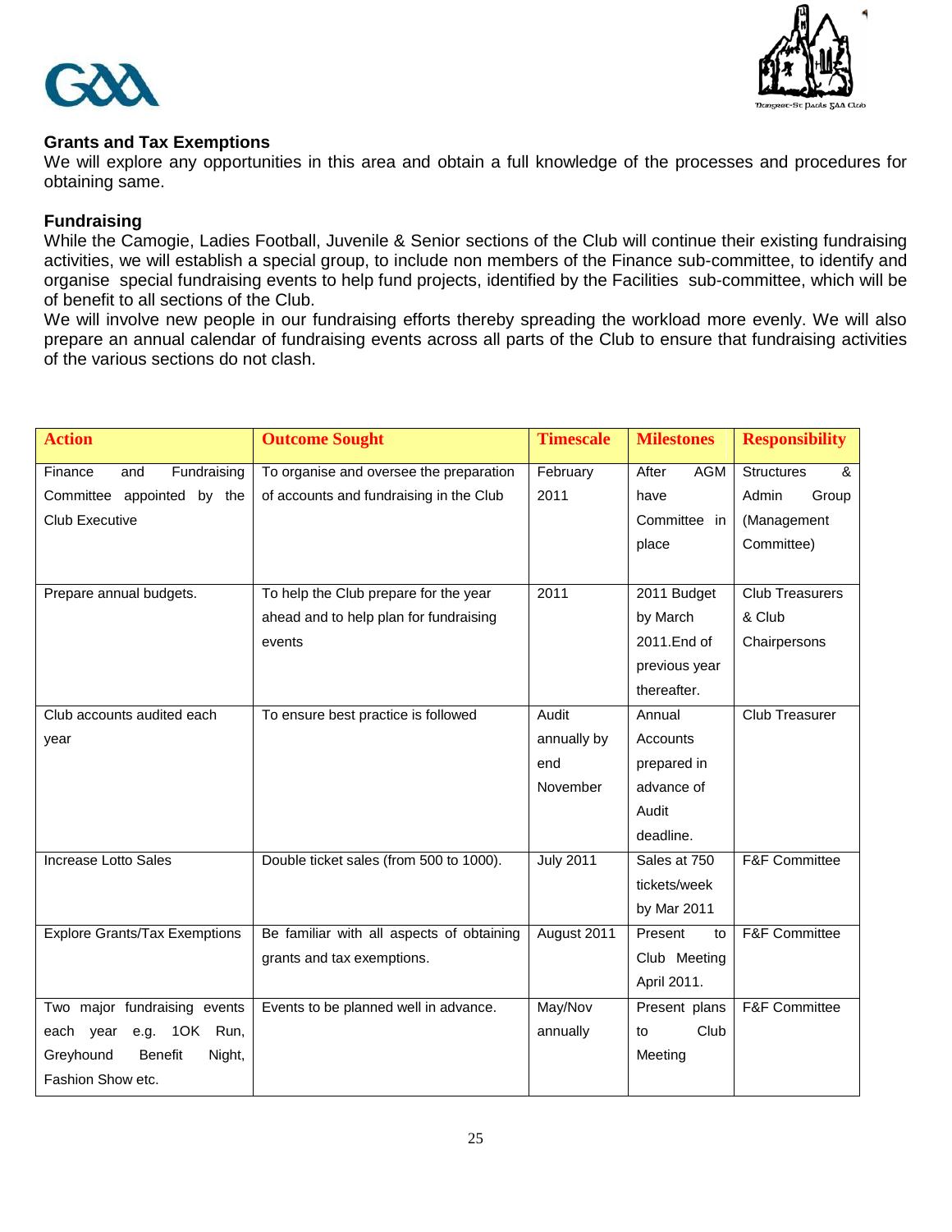## Grants and Tax Exemptions

We will explore any opportunities in this area and obtain a full knowledge of the processes and procedures for obtaining same.

## Fundraising

While the Camogie, Ladies Football, Juvenile & Senior sections of the Club will continue their existing fundraising activities, we will establish a special group, to include non members of the Finance sub-committee, to identify and organise special fundraising events to help fund projects, identified by the Facilities sub-committee, which will be of benefit to all sections of the Club.

We will involve new people in our fundraising efforts thereby spreading the workload more evenly. We will also prepare an annual calendar of fundraising events across all parts of the Club to ensure that fundraising activities of the various sections do not clash.

| Action | Outcome Sought | Timescale | Milestones | Responsibility |
|---|---|---|---|---|
| Finance and Fundraising Committee appointed by the Club Executive | To organise and oversee the preparation of accounts and fundraising in the Club | February 2011 | After AGM have Committee in place | Structures & Admin Group (Management Committee) |
| Prepare annual budgets. | To help the Club prepare for the year ahead and to help plan for fundraising events | 2011 | 2011 Budget by March 2011.End of previous year thereafter. | Club Treasurers & Club Chairpersons |
| Club accounts audited each year | To ensure best practice is followed | Audit annually by end November | Annual Accounts prepared in advance of Audit deadline. | Club Treasurer |
| Increase Lotto Sales | Double ticket sales (from 500 to 1000). | July 2011 | Sales at 750 tickets/week by Mar 2011 | F&F Committee |
| Explore Grants/Tax Exemptions | Be familiar with all aspects of obtaining grants and tax exemptions. | August 2011 | Present to Club Meeting April 2011. | F&F Committee |
| Two major fundraising events each year e.g. 1OK Run, Greyhound Benefit Night, Fashion Show etc. | Events to be planned well in advance. | May/Nov annually | Present plans to Club Meeting | F&F Committee |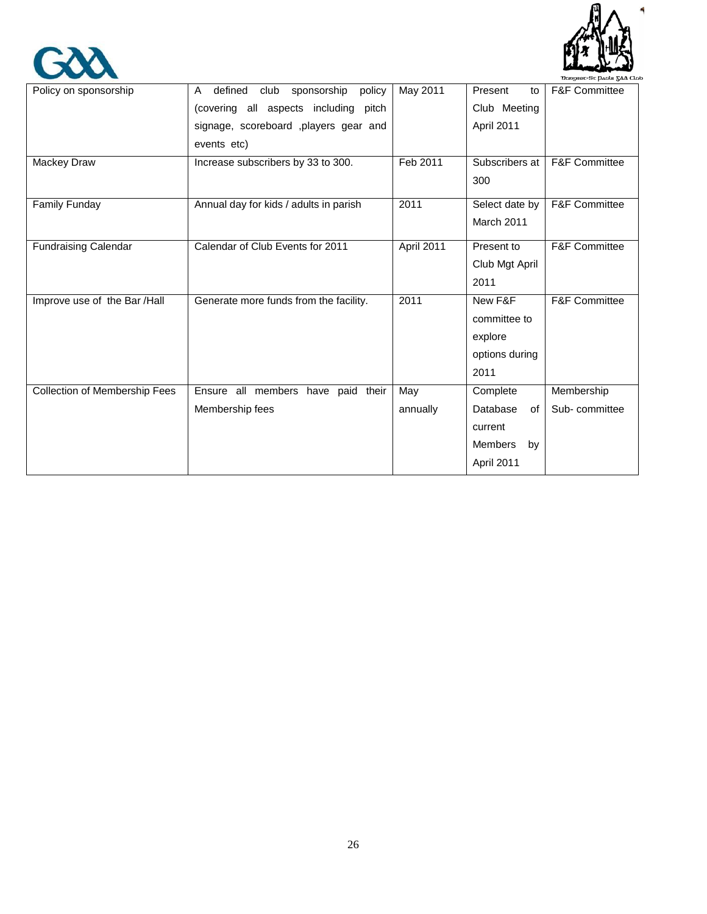| Policy on sponsorship | A defined club sponsorship policy (covering all aspects including pitch signage, scoreboard ,players gear and events etc) | May 2011 | Present to Club Meeting April 2011 | F&F Committee |
|---|---|---|---|---|
| Mackey Draw | Increase subscribers by 33 to 300. | Feb 2011 | Subscribers at 300 | F&F Committee |
| Family Funday | Annual day for kids / adults in parish | 2011 | Select date by March 2011 | F&F Committee |
| Fundraising Calendar | Calendar of Club Events for 2011 | April 2011 | Present to Club Mgt April 2011 | F&F Committee |
| Improve use of the Bar /Hall | Generate more funds from the facility. | 2011 | New F&F committee to explore options during 2011 | F&F Committee |
| Collection of Membership Fees | Ensure all members have paid their Membership fees | May annually | Complete Database of current Members by April 2011 | Membership Sub- committee |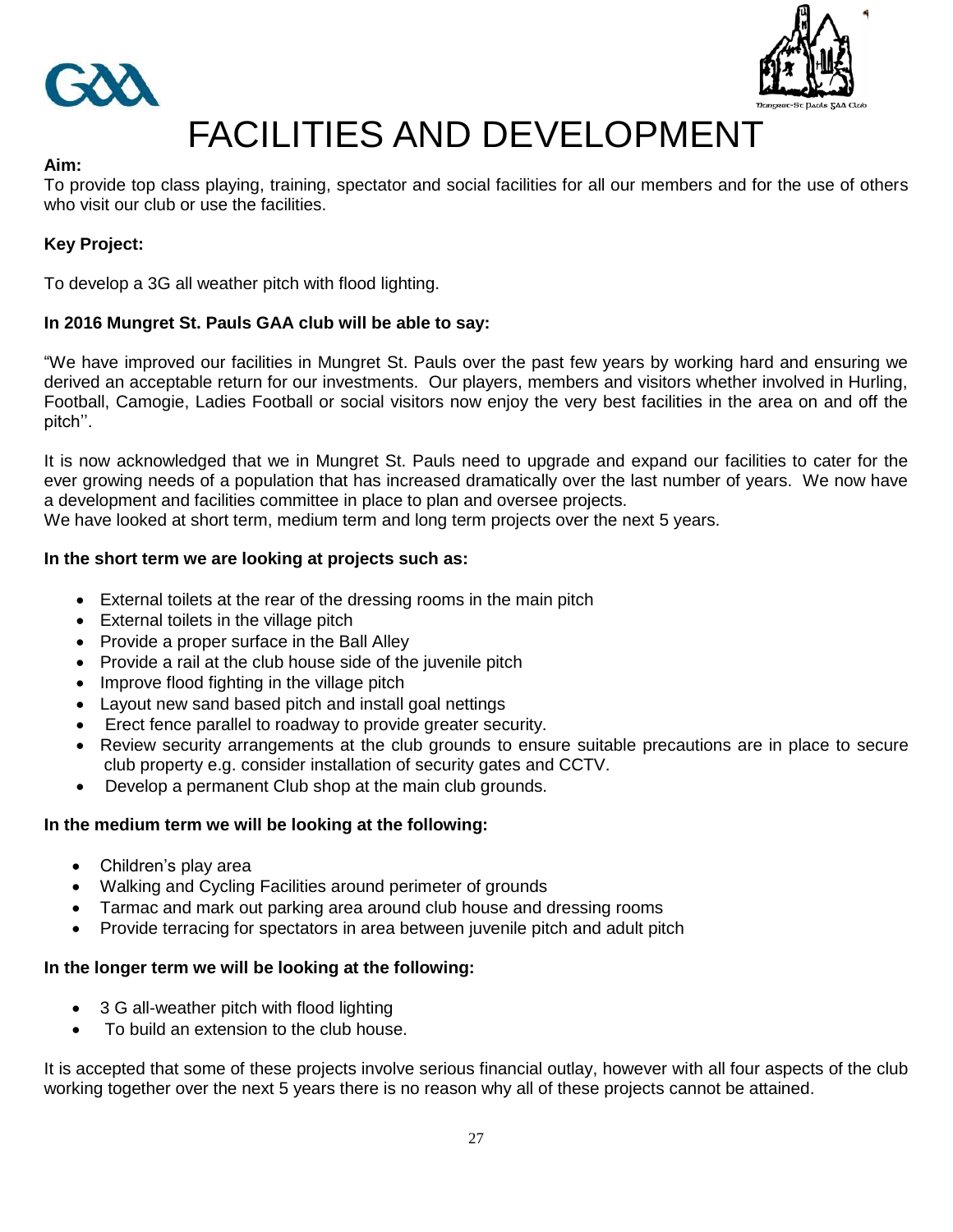# FACILITIES AND DEVELOPMENT

**Aim:**
To provide top class playing, training, spectator and social facilities for all our members and for the use of others who visit our club or use the facilities.

**Key Project:**

To develop a 3G all weather pitch with flood lighting.

**In 2016 Mungret St. Pauls GAA club will be able to say:**

"We have improved our facilities in Mungret St. Pauls over the past few years by working hard and ensuring we derived an acceptable return for our investments. Our players, members and visitors whether involved in Hurling, Football, Camogie, Ladies Football or social visitors now enjoy the very best facilities in the area on and off the pitch''.

It is now acknowledged that we in Mungret St. Pauls need to upgrade and expand our facilities to cater for the ever growing needs of a population that has increased dramatically over the last number of years. We now have a development and facilities committee in place to plan and oversee projects.
We have looked at short term, medium term and long term projects over the next 5 years.

**In the short term we are looking at projects such as:**

- External toilets at the rear of the dressing rooms in the main pitch
- External toilets in the village pitch
- Provide a proper surface in the Ball Alley
- Provide a rail at the club house side of the juvenile pitch
- Improve flood fighting in the village pitch
- Layout new sand based pitch and install goal nettings
- Erect fence parallel to roadway to provide greater security.
- Review security arrangements at the club grounds to ensure suitable precautions are in place to secure club property e.g. consider installation of security gates and CCTV.
- Develop a permanent Club shop at the main club grounds.

**In the medium term we will be looking at the following:**

- Children's play area
- Walking and Cycling Facilities around perimeter of grounds
- Tarmac and mark out parking area around club house and dressing rooms
- Provide terracing for spectators in area between juvenile pitch and adult pitch

**In the longer term we will be looking at the following:**

- 3 G all-weather pitch with flood lighting
- To build an extension to the club house.

It is accepted that some of these projects involve serious financial outlay, however with all four aspects of the club working together over the next 5 years there is no reason why all of these projects cannot be attained.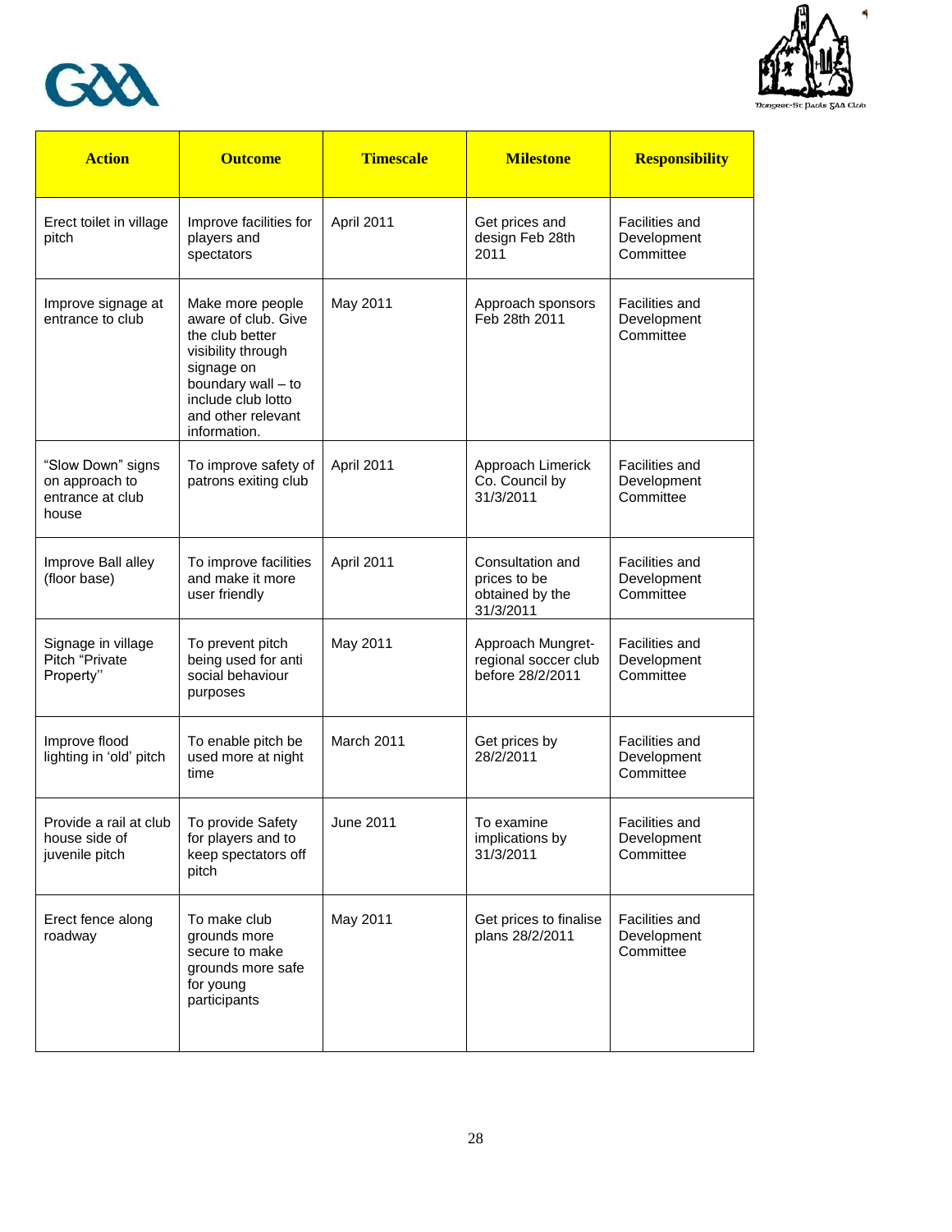| Action | Outcome | Timescale | Milestone | Responsibility |
|---|---|---|---|---|
| Erect toilet in village pitch | Improve facilities for players and spectators | April 2011 | Get prices and design Feb 28th 2011 | Facilities and Development Committee |
| Improve signage at entrance to club | Make more people aware of club. Give the club better visibility through signage on boundary wall – to include club lotto and other relevant information. | May 2011 | Approach sponsors Feb 28th 2011 | Facilities and Development Committee |
| "Slow Down" signs on approach to entrance at club house | To improve safety of patrons exiting club | April 2011 | Approach Limerick Co. Council by 31/3/2011 | Facilities and Development Committee |
| Improve Ball alley (floor base) | To improve facilities and make it more user friendly | April 2011 | Consultation and prices to be obtained by the 31/3/2011 | Facilities and Development Committee |
| Signage in village Pitch "Private Property" | To prevent pitch being used for anti social behaviour purposes | May 2011 | Approach Mungret-regional soccer club before 28/2/2011 | Facilities and Development Committee |
| Improve flood lighting in 'old' pitch | To enable pitch be used more at night time | March 2011 | Get prices by 28/2/2011 | Facilities and Development Committee |
| Provide a rail at club house side of juvenile pitch | To provide Safety for players and to keep spectators off pitch | June 2011 | To examine implications by 31/3/2011 | Facilities and Development Committee |
| Erect fence along roadway | To make club grounds more secure to make grounds more safe for young participants | May 2011 | Get prices to finalise plans 28/2/2011 | Facilities and Development Committee |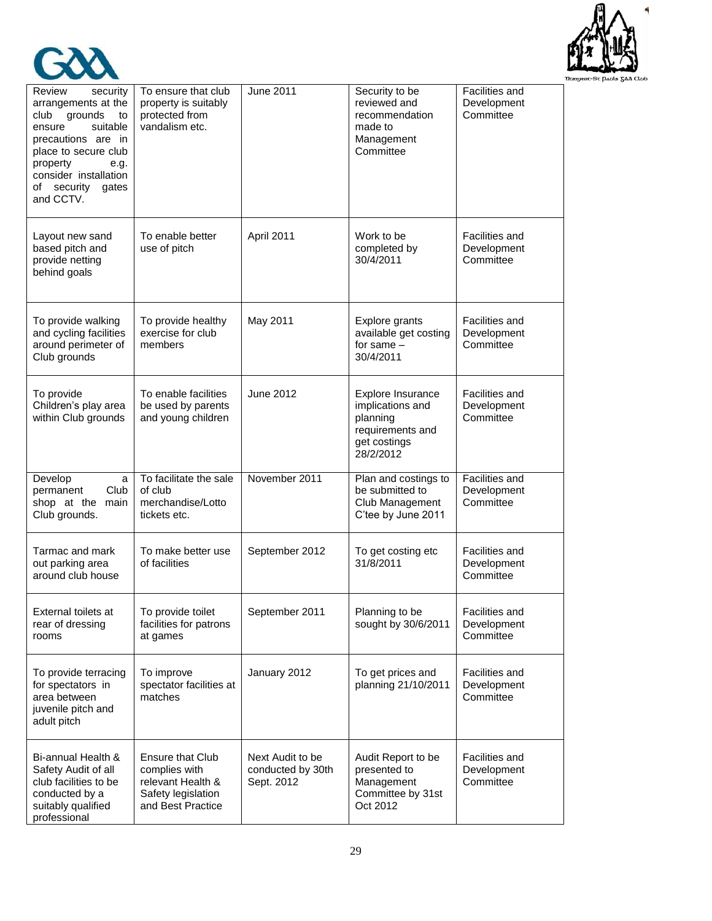| | | | | |
|---|---|---|---|---|
| Review security arrangements at the club grounds to ensure suitable precautions are in place to secure club property e.g. consider installation of security gates and CCTV. | To ensure that club property is suitably protected from vandalism etc. | June 2011 | Security to be reviewed and recommendation made to Management Committee | Facilities and Development Committee |
| Layout new sand based pitch and provide netting behind goals | To enable better use of pitch | April 2011 | Work to be completed by 30/4/2011 | Facilities and Development Committee |
| To provide walking and cycling facilities around perimeter of Club grounds | To provide healthy exercise for club members | May 2011 | Explore grants available get costing for same – 30/4/2011 | Facilities and Development Committee |
| To provide Children's play area within Club grounds | To enable facilities be used by parents and young children | June 2012 | Explore Insurance implications and planning requirements and get costings 28/2/2012 | Facilities and Development Committee |
| Develop a permanent Club shop at the main Club grounds. | To facilitate the sale of club merchandise/Lotto tickets etc. | November 2011 | Plan and costings to be submitted to Club Management C'tee by June 2011 | Facilities and Development Committee |
| Tarmac and mark out parking area around club house | To make better use of facilities | September 2012 | To get costing etc 31/8/2011 | Facilities and Development Committee |
| External toilets at rear of dressing rooms | To provide toilet facilities for patrons at games | September 2011 | Planning to be sought by 30/6/2011 | Facilities and Development Committee |
| To provide terracing for spectators in area between juvenile pitch and adult pitch | To improve spectator facilities at matches | January 2012 | To get prices and planning 21/10/2011 | Facilities and Development Committee |
| Bi-annual Health & Safety Audit of all club facilities to be conducted by a suitably qualified professional | Ensure that Club complies with relevant Health & Safety legislation and Best Practice | Next Audit to be conducted by 30th Sept. 2012 | Audit Report to be presented to Management Committee by 31st Oct 2012 | Facilities and Development Committee |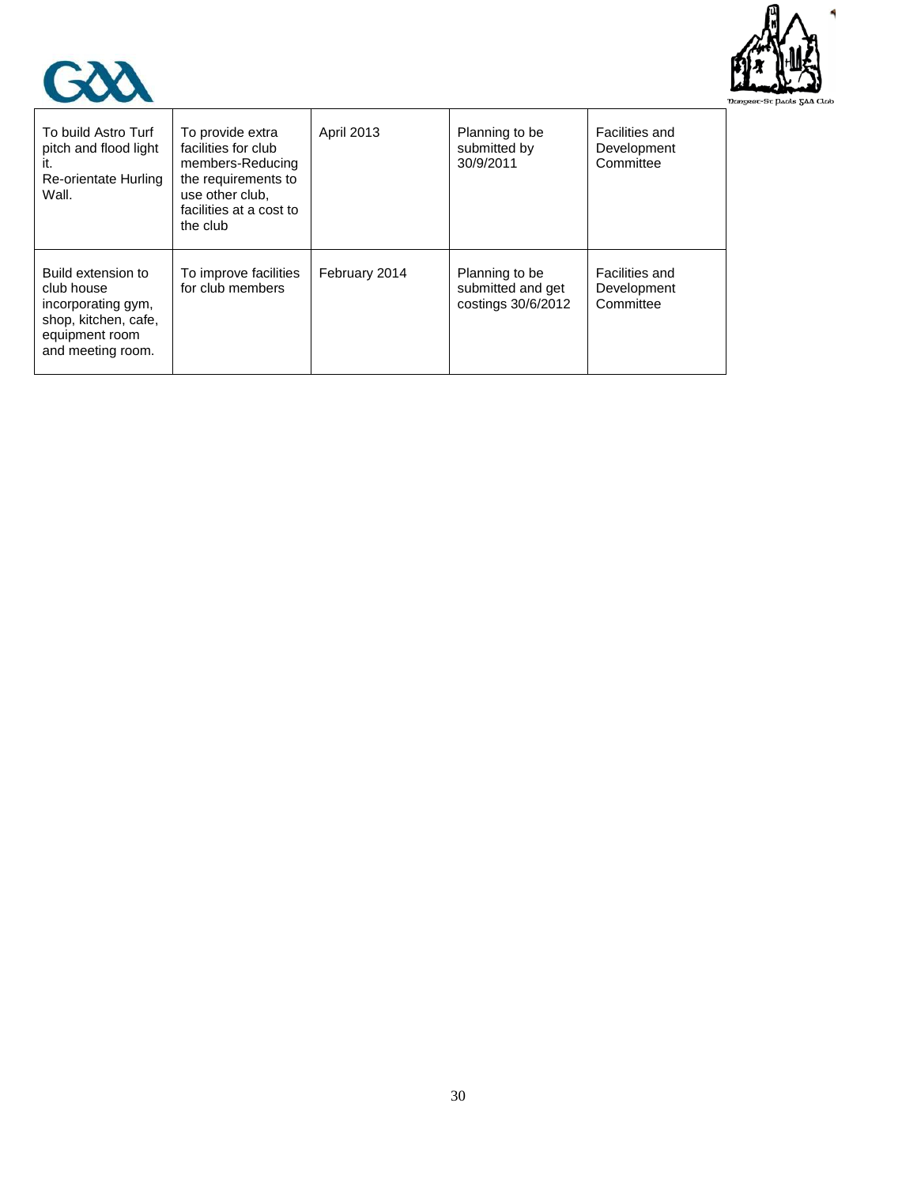| | | | | |
|---|---|---|---|---|
| To build Astro Turf pitch and flood light it.<br>Re-orientate Hurling Wall. | To provide extra facilities for club members-Reducing the requirements to use other club, facilities at a cost to the club | April 2013 | Planning to be submitted by 30/9/2011 | Facilities and Development Committee |
| Build extension to club house incorporating gym, shop, kitchen, cafe, equipment room and meeting room. | To improve facilities for club members | February 2014 | Planning to be submitted and get costings 30/6/2012 | Facilities and Development Committee |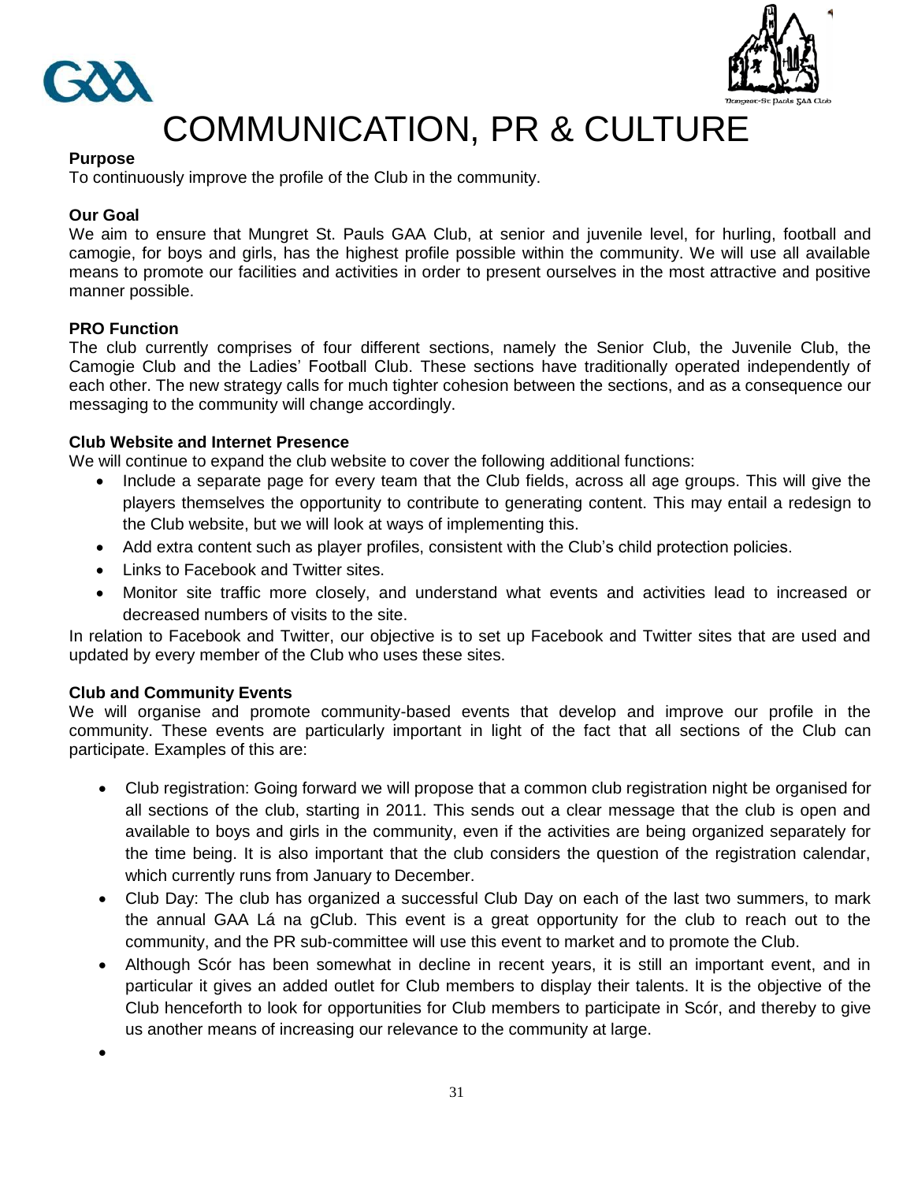# COMMUNICATION, PR & CULTURE

**Purpose**

To continuously improve the profile of the Club in the community.

**Our Goal**

We aim to ensure that Mungret St. Pauls GAA Club, at senior and juvenile level, for hurling, football and camogie, for boys and girls, has the highest profile possible within the community. We will use all available means to promote our facilities and activities in order to present ourselves in the most attractive and positive manner possible.

**PRO Function**

The club currently comprises of four different sections, namely the Senior Club, the Juvenile Club, the Camogie Club and the Ladies' Football Club. These sections have traditionally operated independently of each other. The new strategy calls for much tighter cohesion between the sections, and as a consequence our messaging to the community will change accordingly.

**Club Website and Internet Presence**

We will continue to expand the club website to cover the following additional functions:

- Include a separate page for every team that the Club fields, across all age groups. This will give the players themselves the opportunity to contribute to generating content. This may entail a redesign to the Club website, but we will look at ways of implementing this.
- Add extra content such as player profiles, consistent with the Club's child protection policies.
- Links to Facebook and Twitter sites.
- Monitor site traffic more closely, and understand what events and activities lead to increased or decreased numbers of visits to the site.

In relation to Facebook and Twitter, our objective is to set up Facebook and Twitter sites that are used and updated by every member of the Club who uses these sites.

**Club and Community Events**

We will organise and promote community-based events that develop and improve our profile in the community. These events are particularly important in light of the fact that all sections of the Club can participate. Examples of this are:

- Club registration: Going forward we will propose that a common club registration night be organised for all sections of the club, starting in 2011. This sends out a clear message that the club is open and available to boys and girls in the community, even if the activities are being organized separately for the time being. It is also important that the club considers the question of the registration calendar, which currently runs from January to December.
- Club Day: The club has organized a successful Club Day on each of the last two summers, to mark the annual GAA Lá na gClub. This event is a great opportunity for the club to reach out to the community, and the PR sub-committee will use this event to market and to promote the Club.
- Although Scór has been somewhat in decline in recent years, it is still an important event, and in particular it gives an added outlet for Club members to display their talents. It is the objective of the Club henceforth to look for opportunities for Club members to participate in Scór, and thereby to give us another means of increasing our relevance to the community at large.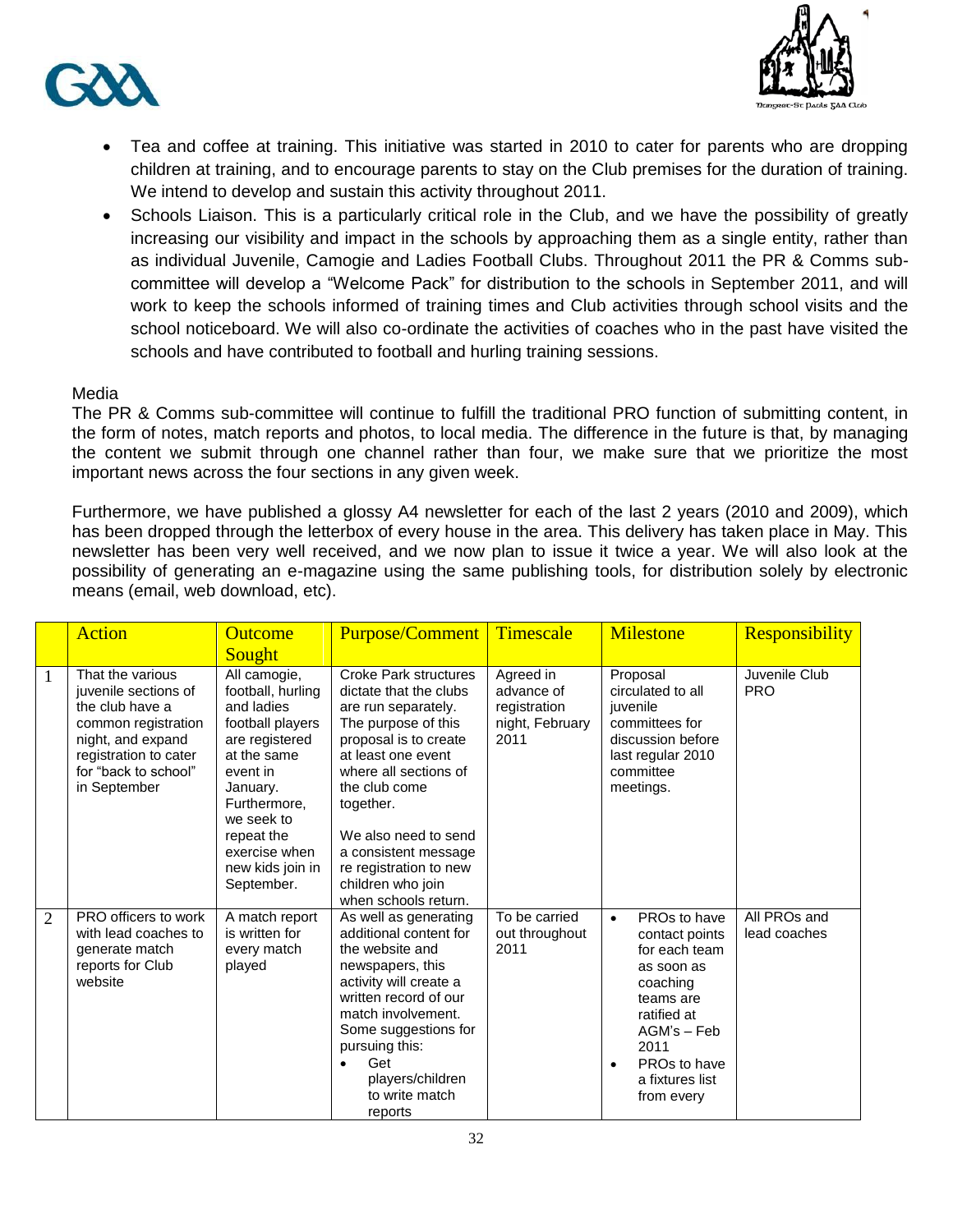- Tea and coffee at training. This initiative was started in 2010 to cater for parents who are dropping children at training, and to encourage parents to stay on the Club premises for the duration of training. We intend to develop and sustain this activity throughout 2011.
- Schools Liaison. This is a particularly critical role in the Club, and we have the possibility of greatly increasing our visibility and impact in the schools by approaching them as a single entity, rather than as individual Juvenile, Camogie and Ladies Football Clubs. Throughout 2011 the PR & Comms sub-committee will develop a "Welcome Pack" for distribution to the schools in September 2011, and will work to keep the schools informed of training times and Club activities through school visits and the school noticeboard. We will also co-ordinate the activities of coaches who in the past have visited the schools and have contributed to football and hurling training sessions.

Media

The PR & Comms sub-committee will continue to fulfill the traditional PRO function of submitting content, in the form of notes, match reports and photos, to local media. The difference in the future is that, by managing the content we submit through one channel rather than four, we make sure that we prioritize the most important news across the four sections in any given week.

Furthermore, we have published a glossy A4 newsletter for each of the last 2 years (2010 and 2009), which has been dropped through the letterbox of every house in the area. This delivery has taken place in May. This newsletter has been very well received, and we now plan to issue it twice a year. We will also look at the possibility of generating an e-magazine using the same publishing tools, for distribution solely by electronic means (email, web download, etc).

| | Action | Outcome Sought | Purpose/Comment | Timescale | Milestone | Responsibility |
|---|---|---|---|---|---|---|
| 1 | That the various juvenile sections of the club have a common registration night, and expand registration to cater for "back to school" in September | All camogie, football, hurling and ladies football players are registered at the same event in January. Furthermore, we seek to repeat the exercise when new kids join in September. | Croke Park structures dictate that the clubs are run separately. The purpose of this proposal is to create at least one event where all sections of the club come together.<br><br>We also need to send a consistent message re registration to new children who join when schools return. | Agreed in advance of registration night, February 2011 | Proposal circulated to all juvenile committees for discussion before last regular 2010 committee meetings. | Juvenile Club PRO |
| 2 | PRO officers to work with lead coaches to generate match reports for Club website | A match report is written for every match played | As well as generating additional content for the website and newspapers, this activity will create a written record of our match involvement. Some suggestions for pursuing this:<br>• Get players/children to write match reports | To be carried out throughout 2011 | • PROs to have contact points for each team as soon as coaching teams are ratified at AGM's – Feb 2011<br>• PROs to have a fixtures list from every | All PROs and lead coaches |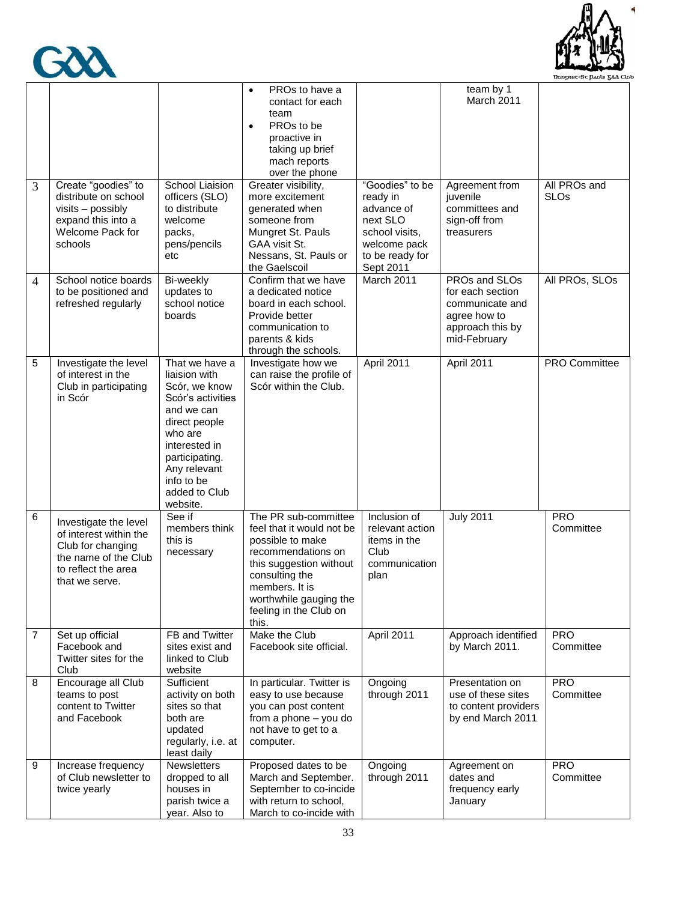| | | | | | | |
|---|---|---|---|---|---|---|
| | | | • PROs to have a contact for each team<br>• PROs to be proactive in taking up brief mach reports over the phone | | team by 1 March 2011 | |
| 3 | Create "goodies" to distribute on school visits – possibly expand this into a Welcome Pack for schools | School Liaision officers (SLO) to distribute welcome packs, pens/pencils etc | Greater visibility, more excitement generated when someone from Mungret St. Pauls GAA visit St. Nessans, St. Pauls or the Gaelscoil | "Goodies" to be ready in advance of next SLO school visits, welcome pack to be ready for Sept 2011 | Agreement from juvenile committees and sign-off from treasurers | All PROs and SLOs |
| 4 | School notice boards to be positioned and refreshed regularly | Bi-weekly updates to school notice boards | Confirm that we have a dedicated notice board in each school. Provide better communication to parents & kids through the schools. | March 2011 | PROs and SLOs for each section communicate and agree how to approach this by mid-February | All PROs, SLOs |
| 5 | Investigate the level of interest in the Club in participating in Scór | That we have a liaision with Scór, we know Scór's activities and we can direct people who are interested in participating. Any relevant info to be added to Club website. | Investigate how we can raise the profile of Scór within the Club. | April 2011 | April 2011 | PRO Committee |
| 6 | Investigate the level of interest within the Club for changing the name of the Club to reflect the area that we serve. | See if members think this is necessary | The PR sub-committee feel that it would not be possible to make recommendations on this suggestion without consulting the members. It is worthwhile gauging the feeling in the Club on this. | Inclusion of relevant action items in the Club communication plan | July 2011 | PRO Committee |
| 7 | Set up official Facebook and Twitter sites for the Club | FB and Twitter sites exist and linked to Club website | Make the Club Facebook site official. | April 2011 | Approach identified by March 2011. | PRO Committee |
| 8 | Encourage all Club teams to post content to Twitter and Facebook | Sufficient activity on both sites so that both are updated regularly, i.e. at least daily | In particular. Twitter is easy to use because you can post content from a phone – you do not have to get to a computer. | Ongoing through 2011 | Presentation on use of these sites to content providers by end March 2011 | PRO Committee |
| 9 | Increase frequency of Club newsletter to twice yearly | Newsletters dropped to all houses in parish twice a year. Also to | Proposed dates to be March and September. September to co-incide with return to school, March to co-incide with | Ongoing through 2011 | Agreement on dates and frequency early January | PRO Committee |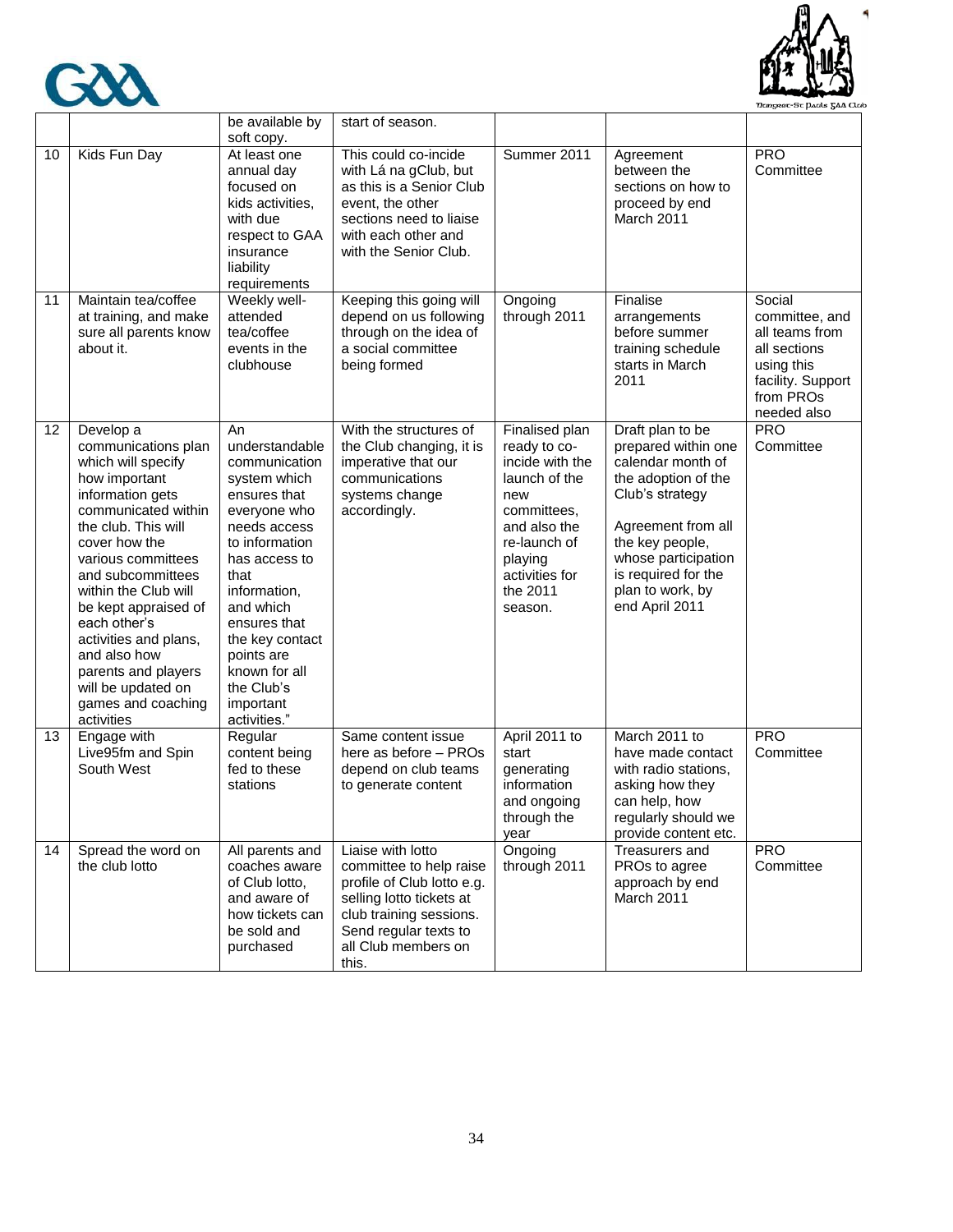|  |  | be available by soft copy. | start of season. |  |  |  |
|---|---|---|---|---|---|---|
| 10 | Kids Fun Day | At least one annual day focused on kids activities, with due respect to GAA insurance liability requirements | This could co-incide with Lá na gClub, but as this is a Senior Club event, the other sections need to liaise with each other and with the Senior Club. | Summer 2011 | Agreement between the sections on how to proceed by end March 2011 | PRO Committee |
| 11 | Maintain tea/coffee at training, and make sure all parents know about it. | Weekly well-attended tea/coffee events in the clubhouse | Keeping this going will depend on us following through on the idea of a social committee being formed | Ongoing through 2011 | Finalise arrangements before summer training schedule starts in March 2011 | Social committee, and all teams from all sections using this facility. Support from PROs needed also |
| 12 | Develop a communications plan which will specify how important information gets communicated within the club. This will cover how the various committees and subcommittees within the Club will be kept appraised of each other's activities and plans, and also how parents and players will be updated on games and coaching activities | An understandable communication system which ensures that everyone who needs access to information has access to that information, and which ensures that the key contact points are known for all the Club's important activities." | With the structures of the Club changing, it is imperative that our communications systems change accordingly. | Finalised plan ready to co-incide with the launch of the new committees, and also the re-launch of playing activities for the 2011 season. | Draft plan to be prepared within one calendar month of the adoption of the Club's strategy<br><br>Agreement from all the key people, whose participation is required for the plan to work, by end April 2011 | PRO Committee |
| 13 | Engage with Live95fm and Spin South West | Regular content being fed to these stations | Same content issue here as before – PROs depend on club teams to generate content | April 2011 to start generating information and ongoing through the year | March 2011 to have made contact with radio stations, asking how they can help, how regularly should we provide content etc. | PRO Committee |
| 14 | Spread the word on the club lotto | All parents and coaches aware of Club lotto, and aware of how tickets can be sold and purchased | Liaise with lotto committee to help raise profile of Club lotto e.g. selling lotto tickets at club training sessions. Send regular texts to all Club members on this. | Ongoing through 2011 | Treasurers and PROs to agree approach by end March 2011 | PRO Committee |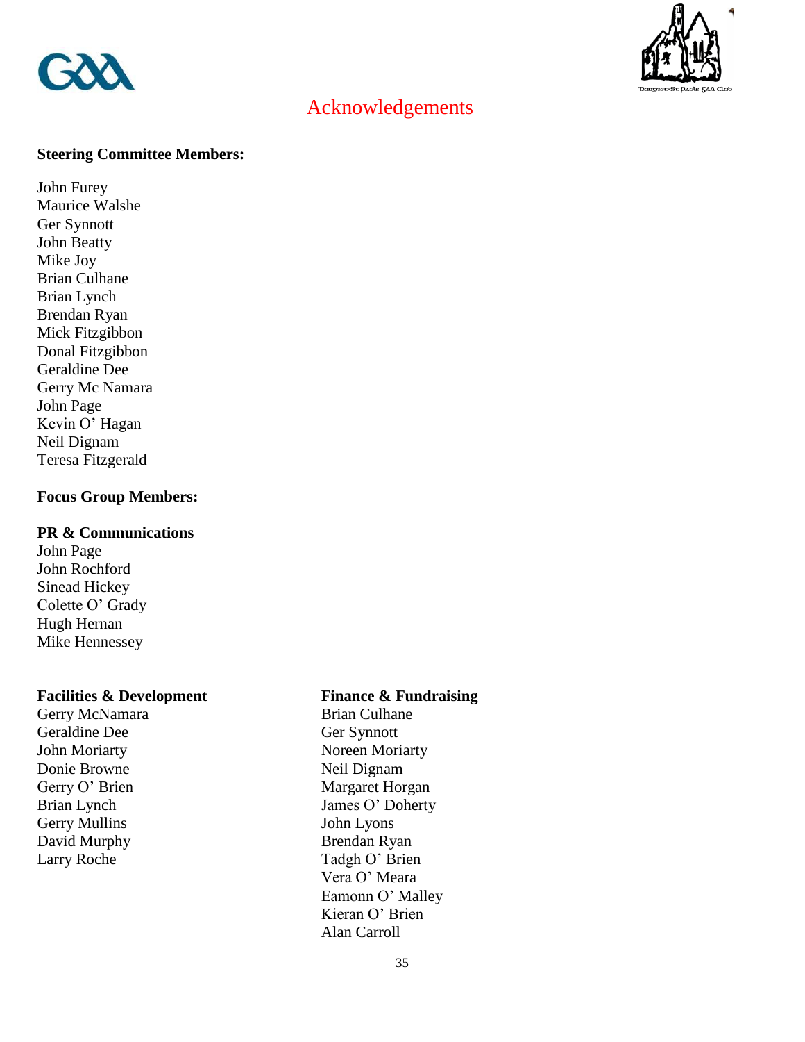# Acknowledgements

**Steering Committee Members:**

John Furey
Maurice Walshe
Ger Synnott
John Beatty
Mike Joy
Brian Culhane
Brian Lynch
Brendan Ryan
Mick Fitzgibbon
Donal Fitzgibbon
Geraldine Dee
Gerry Mc Namara
John Page
Kevin O' Hagan
Neil Dignam
Teresa Fitzgerald

**Focus Group Members:**

**PR & Communications**
John Page
John Rochford
Sinead Hickey
Colette O' Grady
Hugh Hernan
Mike Hennessey

**Facilities & Development**
Gerry McNamara
Geraldine Dee
John Moriarty
Donie Browne
Gerry O' Brien
Brian Lynch
Gerry Mullins
David Murphy
Larry Roche

**Finance & Fundraising**
Brian Culhane
Ger Synnott
Noreen Moriarty
Neil Dignam
Margaret Horgan
James O' Doherty
John Lyons
Brendan Ryan
Tadgh O' Brien
Vera O' Meara
Eamonn O' Malley
Kieran O' Brien
Alan Carroll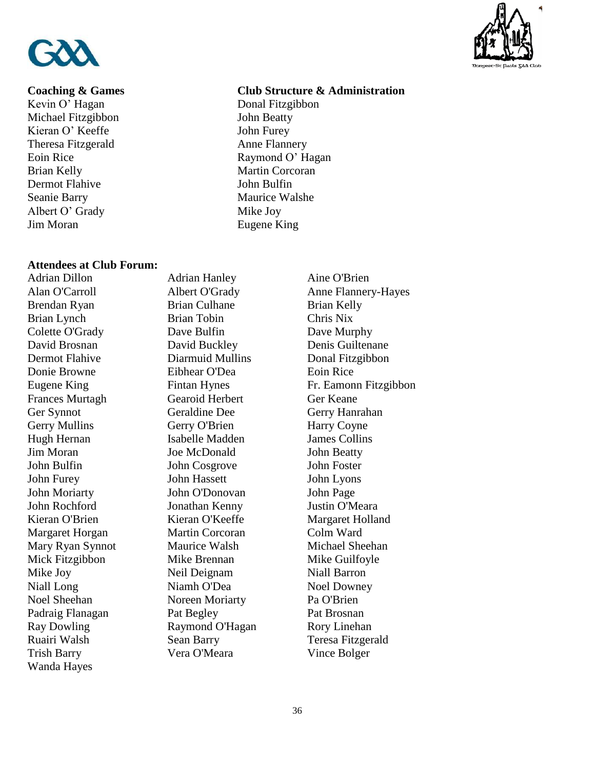**Coaching & Games**

Kevin O' Hagan
Michael Fitzgibbon
Kieran O' Keeffe
Theresa Fitzgerald
Eoin Rice
Brian Kelly
Dermot Flahive
Seanie Barry
Albert O' Grady
Jim Moran

**Club Structure & Administration**

Donal Fitzgibbon
John Beatty
John Furey
Anne Flannery
Raymond O' Hagan
Martin Corcoran
John Bulfin
Maurice Walshe
Mike Joy
Eugene King

**Attendees at Club Forum:**

Adrian Dillon
Alan O'Carroll
Brendan Ryan
Brian Lynch
Colette O'Grady
David Brosnan
Dermot Flahive
Donie Browne
Eugene King
Frances Murtagh
Ger Synnot
Gerry Mullins
Hugh Hernan
Jim Moran
John Bulfin
John Furey
John Moriarty
John Rochford
Kieran O'Brien
Margaret Horgan
Mary Ryan Synnot
Mick Fitzgibbon
Mike Joy
Niall Long
Noel Sheehan
Padraig Flanagan
Ray Dowling
Ruairi Walsh
Trish Barry
Wanda Hayes
Adrian Hanley
Albert O'Grady
Brian Culhane
Brian Tobin
Dave Bulfin
David Buckley
Diarmuid Mullins
Eibhear O'Dea
Fintan Hynes
Gearoid Herbert
Geraldine Dee
Gerry O'Brien
Isabelle Madden
Joe McDonald
John Cosgrove
John Hassett
John O'Donovan
Jonathan Kenny
Kieran O'Keeffe
Martin Corcoran
Maurice Walsh
Mike Brennan
Neil Deignam
Niamh O'Dea
Noreen Moriarty
Pat Begley
Raymond O'Hagan
Sean Barry
Vera O'Meara
Aine O'Brien
Anne Flannery-Hayes
Brian Kelly
Chris Nix
Dave Murphy
Denis Guiltenane
Donal Fitzgibbon
Eoin Rice
Fr. Eamonn Fitzgibbon
Ger Keane
Gerry Hanrahan
Harry Coyne
James Collins
John Beatty
John Foster
John Lyons
John Page
Justin O'Meara
Margaret Holland
Colm Ward
Michael Sheehan
Mike Guilfoyle
Niall Barron
Noel Downey
Pa O'Brien
Pat Brosnan
Rory Linehan
Teresa Fitzgerald
Vince Bolger